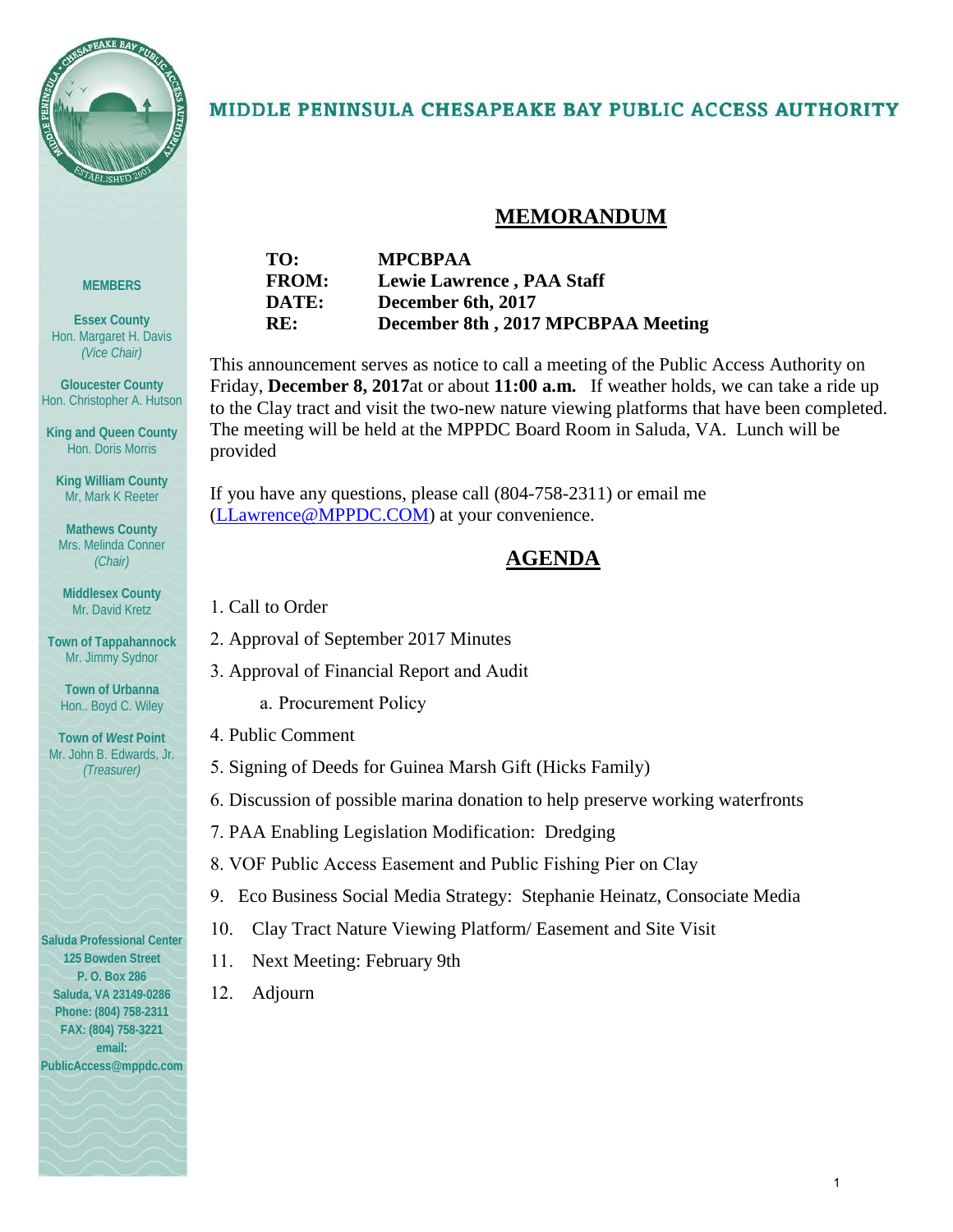# MIDDLE PENINSULA CHESAPEAKE BAY PUBLIC ACCESS AUTHORITY

**MEMBERS**

**Essex County**
Hon. Margaret H. Davis
*(Vice Chair)*

**Gloucester County**
Hon. Christopher A. Hutson

**King and Queen County**
Hon. Doris Morris

**King William County**
Mr, Mark K Reeter

**Mathews County**
Mrs. Melinda Conner
*(Chair)*

**Middlesex County**
Mr. David Kretz

**Town of Tappahannock**
Mr. Jimmy Sydnor

**Town of Urbanna**
Hon.. Boyd C. Wiley

**Town of *West* Point**
Mr. John B. Edwards, Jr.
*(Treasurer)*

**Saluda Professional Center**
**125 Bowden Street**
**P. O. Box 286**
**Saluda, VA 23149-0286**
**Phone: (804) 758-2311**
**FAX: (804) 758-3221**
**email:**
**PublicAccess@mppdc.com**

## MEMORANDUM

| | |
|---|---|
| **TO:** | **MPCBPAA** |
| **FROM:** | **Lewie Lawrence , PAA Staff** |
| **DATE:** | **December 6th, 2017** |
| **RE:** | **December 8th , 2017 MPCBPAA Meeting** |

This announcement serves as notice to call a meeting of the Public Access Authority on Friday, **December 8, 2017**at or about **11:00 a.m.** If weather holds, we can take a ride up to the Clay tract and visit the two-new nature viewing platforms that have been completed. The meeting will be held at the MPPDC Board Room in Saluda, VA. Lunch will be provided

If you have any questions, please call (804-758-2311) or email me (LLawrence@MPPDC.COM) at your convenience.

## AGENDA

1. Call to Order
2. Approval of September 2017 Minutes
3. Approval of Financial Report and Audit
   a. Procurement Policy
4. Public Comment
5. Signing of Deeds for Guinea Marsh Gift (Hicks Family)
6. Discussion of possible marina donation to help preserve working waterfronts
7. PAA Enabling Legislation Modification: Dredging
8. VOF Public Access Easement and Public Fishing Pier on Clay
9. Eco Business Social Media Strategy: Stephanie Heinatz, Consociate Media
10. Clay Tract Nature Viewing Platform/ Easement and Site Visit
11. Next Meeting: February 9th
12. Adjourn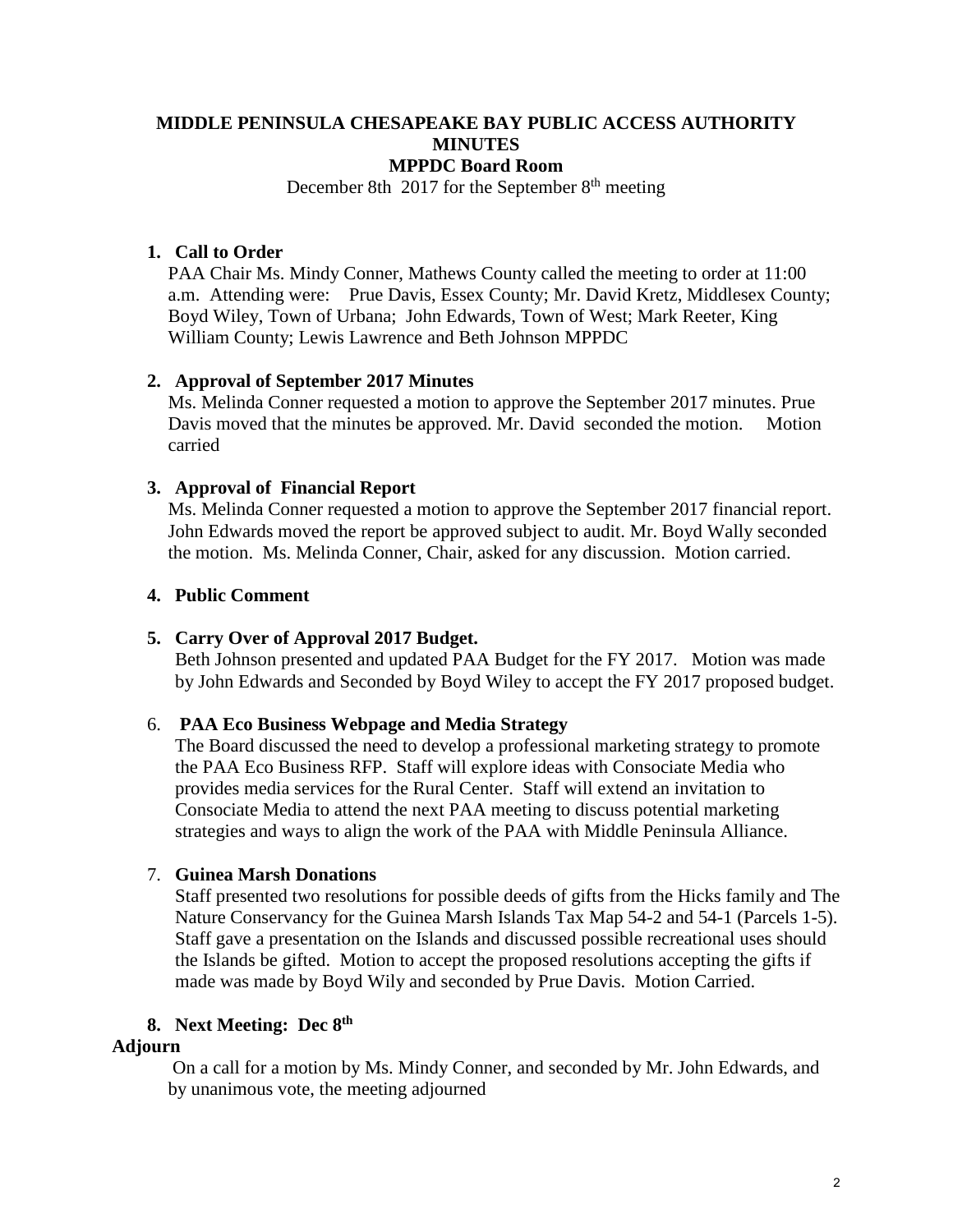# MIDDLE PENINSULA CHESAPEAKE BAY PUBLIC ACCESS AUTHORITY MINUTES

## MPPDC Board Room

December 8th 2017 for the September 8th meeting

1. **Call to Order**
   PAA Chair Ms. Mindy Conner, Mathews County called the meeting to order at 11:00 a.m. Attending were: Prue Davis, Essex County; Mr. David Kretz, Middlesex County; Boyd Wiley, Town of Urbana; John Edwards, Town of West; Mark Reeter, King William County; Lewis Lawrence and Beth Johnson MPPDC

2. **Approval of September 2017 Minutes**
   Ms. Melinda Conner requested a motion to approve the September 2017 minutes. Prue Davis moved that the minutes be approved. Mr. David seconded the motion. Motion carried

3. **Approval of Financial Report**
   Ms. Melinda Conner requested a motion to approve the September 2017 financial report. John Edwards moved the report be approved subject to audit. Mr. Boyd Wally seconded the motion. Ms. Melinda Conner, Chair, asked for any discussion. Motion carried.

4. **Public Comment**

5. **Carry Over of Approval 2017 Budget.**
   Beth Johnson presented and updated PAA Budget for the FY 2017. Motion was made by John Edwards and Seconded by Boyd Wiley to accept the FY 2017 proposed budget.

6. **PAA Eco Business Webpage and Media Strategy**
   The Board discussed the need to develop a professional marketing strategy to promote the PAA Eco Business RFP. Staff will explore ideas with Consociate Media who provides media services for the Rural Center. Staff will extend an invitation to Consociate Media to attend the next PAA meeting to discuss potential marketing strategies and ways to align the work of the PAA with Middle Peninsula Alliance.

7. **Guinea Marsh Donations**
   Staff presented two resolutions for possible deeds of gifts from the Hicks family and The Nature Conservancy for the Guinea Marsh Islands Tax Map 54-2 and 54-1 (Parcels 1-5). Staff gave a presentation on the Islands and discussed possible recreational uses should the Islands be gifted. Motion to accept the proposed resolutions accepting the gifts if made was made by Boyd Wily and seconded by Prue Davis. Motion Carried.

8. **Next Meeting: Dec 8th**

**Adjourn**

On a call for a motion by Ms. Mindy Conner, and seconded by Mr. John Edwards, and by unanimous vote, the meeting adjourned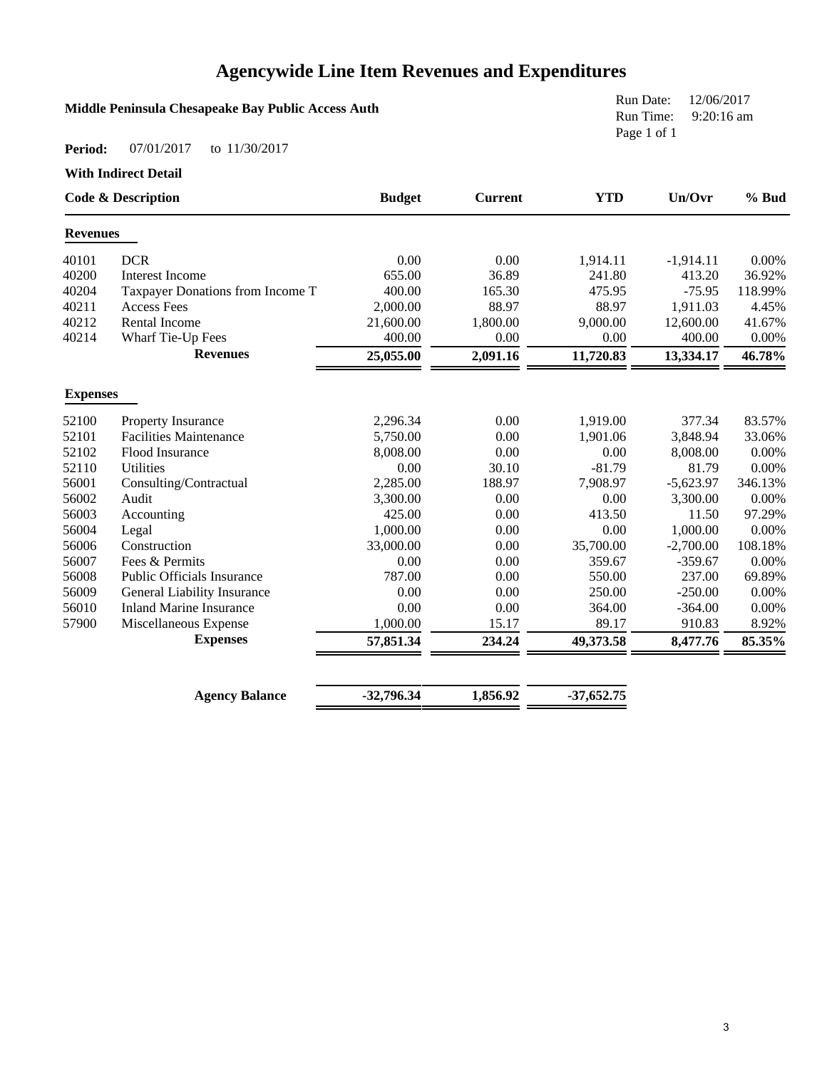# Agencywide Line Item Revenues and Expenditures

**Middle Peninsula Chesapeake Bay Public Access Auth**

Run Date: 12/06/2017
Run Time: 9:20:16 am
Page 1 of 1

**Period:** 07/01/2017 to 11/30/2017

**With Indirect Detail**

| Code & Description | | Budget | Current | YTD | Un/Ovr | % Bud |
|---|---|---|---|---|---|---|
| **Revenues** | | | | | | |
| 40101 | DCR | 0.00 | 0.00 | 1,914.11 | -1,914.11 | 0.00% |
| 40200 | Interest Income | 655.00 | 36.89 | 241.80 | 413.20 | 36.92% |
| 40204 | Taxpayer Donations from Income T | 400.00 | 165.30 | 475.95 | -75.95 | 118.99% |
| 40211 | Access Fees | 2,000.00 | 88.97 | 88.97 | 1,911.03 | 4.45% |
| 40212 | Rental Income | 21,600.00 | 1,800.00 | 9,000.00 | 12,600.00 | 41.67% |
| 40214 | Wharf Tie-Up Fees | 400.00 | 0.00 | 0.00 | 400.00 | 0.00% |
| | **Revenues** | **25,055.00** | **2,091.16** | **11,720.83** | **13,334.17** | **46.78%** |
| **Expenses** | | | | | | |
| 52100 | Property Insurance | 2,296.34 | 0.00 | 1,919.00 | 377.34 | 83.57% |
| 52101 | Facilities Maintenance | 5,750.00 | 0.00 | 1,901.06 | 3,848.94 | 33.06% |
| 52102 | Flood Insurance | 8,008.00 | 0.00 | 0.00 | 8,008.00 | 0.00% |
| 52110 | Utilities | 0.00 | 30.10 | -81.79 | 81.79 | 0.00% |
| 56001 | Consulting/Contractual | 2,285.00 | 188.97 | 7,908.97 | -5,623.97 | 346.13% |
| 56002 | Audit | 3,300.00 | 0.00 | 0.00 | 3,300.00 | 0.00% |
| 56003 | Accounting | 425.00 | 0.00 | 413.50 | 11.50 | 97.29% |
| 56004 | Legal | 1,000.00 | 0.00 | 0.00 | 1,000.00 | 0.00% |
| 56006 | Construction | 33,000.00 | 0.00 | 35,700.00 | -2,700.00 | 108.18% |
| 56007 | Fees & Permits | 0.00 | 0.00 | 359.67 | -359.67 | 0.00% |
| 56008 | Public Officials Insurance | 787.00 | 0.00 | 550.00 | 237.00 | 69.89% |
| 56009 | General Liability Insurance | 0.00 | 0.00 | 250.00 | -250.00 | 0.00% |
| 56010 | Inland Marine Insurance | 0.00 | 0.00 | 364.00 | -364.00 | 0.00% |
| 57900 | Miscellaneous Expense | 1,000.00 | 15.17 | 89.17 | 910.83 | 8.92% |
| | **Expenses** | **57,851.34** | **234.24** | **49,373.58** | **8,477.76** | **85.35%** |
| | **Agency Balance** | **-32,796.34** | **1,856.92** | **-37,652.75** | | |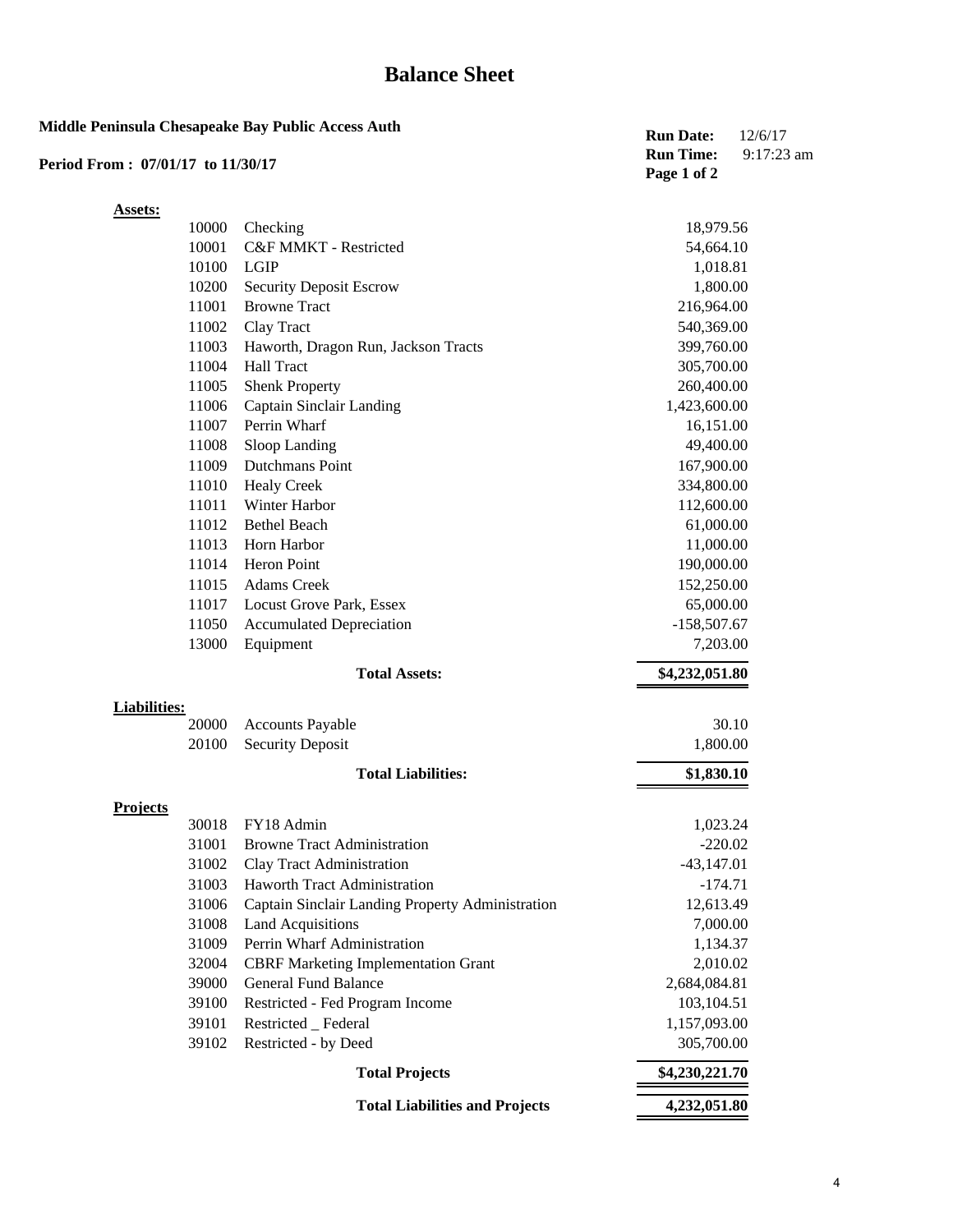# Balance Sheet

**Middle Peninsula Chesapeake Bay Public Access Auth**

**Period From : 07/01/17 to 11/30/17**

**Run Date:** 12/6/17
**Run Time:** 9:17:23 am
**Page 1 of 2**

**Assets:**

| Account | Description | Amount |
|---|---|---|
| 10000 | Checking | 18,979.56 |
| 10001 | C&F MMKT - Restricted | 54,664.10 |
| 10100 | LGIP | 1,018.81 |
| 10200 | Security Deposit Escrow | 1,800.00 |
| 11001 | Browne Tract | 216,964.00 |
| 11002 | Clay Tract | 540,369.00 |
| 11003 | Haworth, Dragon Run, Jackson Tracts | 399,760.00 |
| 11004 | Hall Tract | 305,700.00 |
| 11005 | Shenk Property | 260,400.00 |
| 11006 | Captain Sinclair Landing | 1,423,600.00 |
| 11007 | Perrin Wharf | 16,151.00 |
| 11008 | Sloop Landing | 49,400.00 |
| 11009 | Dutchmans Point | 167,900.00 |
| 11010 | Healy Creek | 334,800.00 |
| 11011 | Winter Harbor | 112,600.00 |
| 11012 | Bethel Beach | 61,000.00 |
| 11013 | Horn Harbor | 11,000.00 |
| 11014 | Heron Point | 190,000.00 |
| 11015 | Adams Creek | 152,250.00 |
| 11017 | Locust Grove Park, Essex | 65,000.00 |
| 11050 | Accumulated Depreciation | -158,507.67 |
| 13000 | Equipment | 7,203.00 |
| | **Total Assets:** | **$4,232,051.80** |

**Liabilities:**

| Account | Description | Amount |
|---|---|---|
| 20000 | Accounts Payable | 30.10 |
| 20100 | Security Deposit | 1,800.00 |
| | **Total Liabilities:** | **$1,830.10** |

**Projects**

| Account | Description | Amount |
|---|---|---|
| 30018 | FY18 Admin | 1,023.24 |
| 31001 | Browne Tract Administration | -220.02 |
| 31002 | Clay Tract Administration | -43,147.01 |
| 31003 | Haworth Tract Administration | -174.71 |
| 31006 | Captain Sinclair Landing Property Administration | 12,613.49 |
| 31008 | Land Acquisitions | 7,000.00 |
| 31009 | Perrin Wharf Administration | 1,134.37 |
| 32004 | CBRF Marketing Implementation Grant | 2,010.02 |
| 39000 | General Fund Balance | 2,684,084.81 |
| 39100 | Restricted - Fed Program Income | 103,104.51 |
| 39101 | Restricted _ Federal | 1,157,093.00 |
| 39102 | Restricted - by Deed | 305,700.00 |
| | **Total Projects** | **$4,230,221.70** |
| | **Total Liabilities and Projects** | **4,232,051.80** |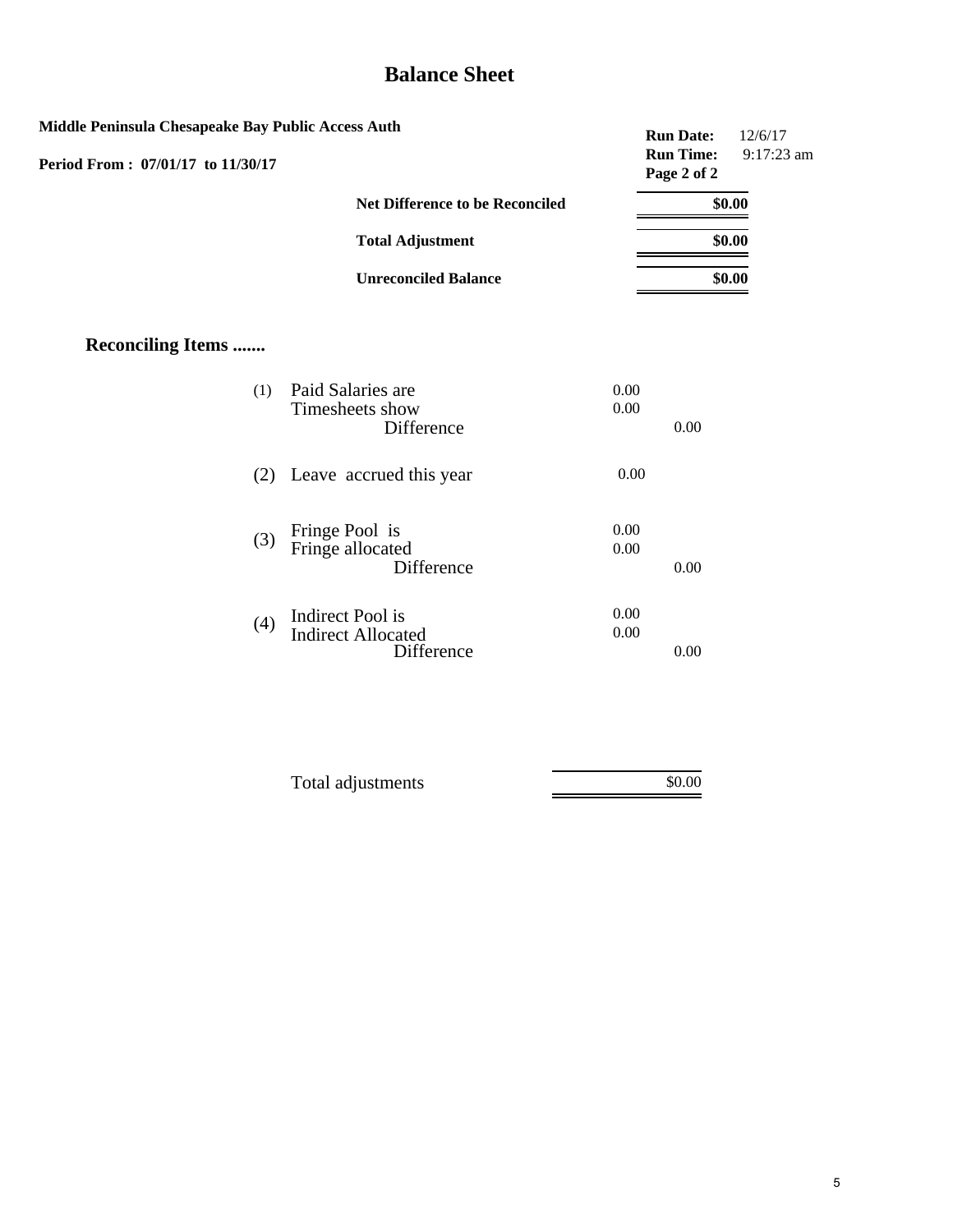# Balance Sheet

**Middle Peninsula Chesapeake Bay Public Access Auth**

**Period From : 07/01/17 to 11/30/17**

**Run Date:** 12/6/17
**Run Time:** 9:17:23 am
**Page 2 of 2**

| | |
|---|---|
| **Net Difference to be Reconciled** | **$0.00** |
| **Total Adjustment** | **$0.00** |
| **Unreconciled Balance** | **$0.00** |

## Reconciling Items .......

| | | | |
|---|---|---|---|
| (1) | Paid Salaries are | 0.00 | |
| | Timesheets show | 0.00 | |
| | Difference | | 0.00 |
| (2) | Leave accrued this year | 0.00 | |
| (3) | Fringe Pool is | 0.00 | |
| | Fringe allocated | 0.00 | |
| | Difference | | 0.00 |
| (4) | Indirect Pool is | 0.00 | |
| | Indirect Allocated | 0.00 | |
| | Difference | | 0.00 |

| | |
|---|---|
| Total adjustments | $0.00 |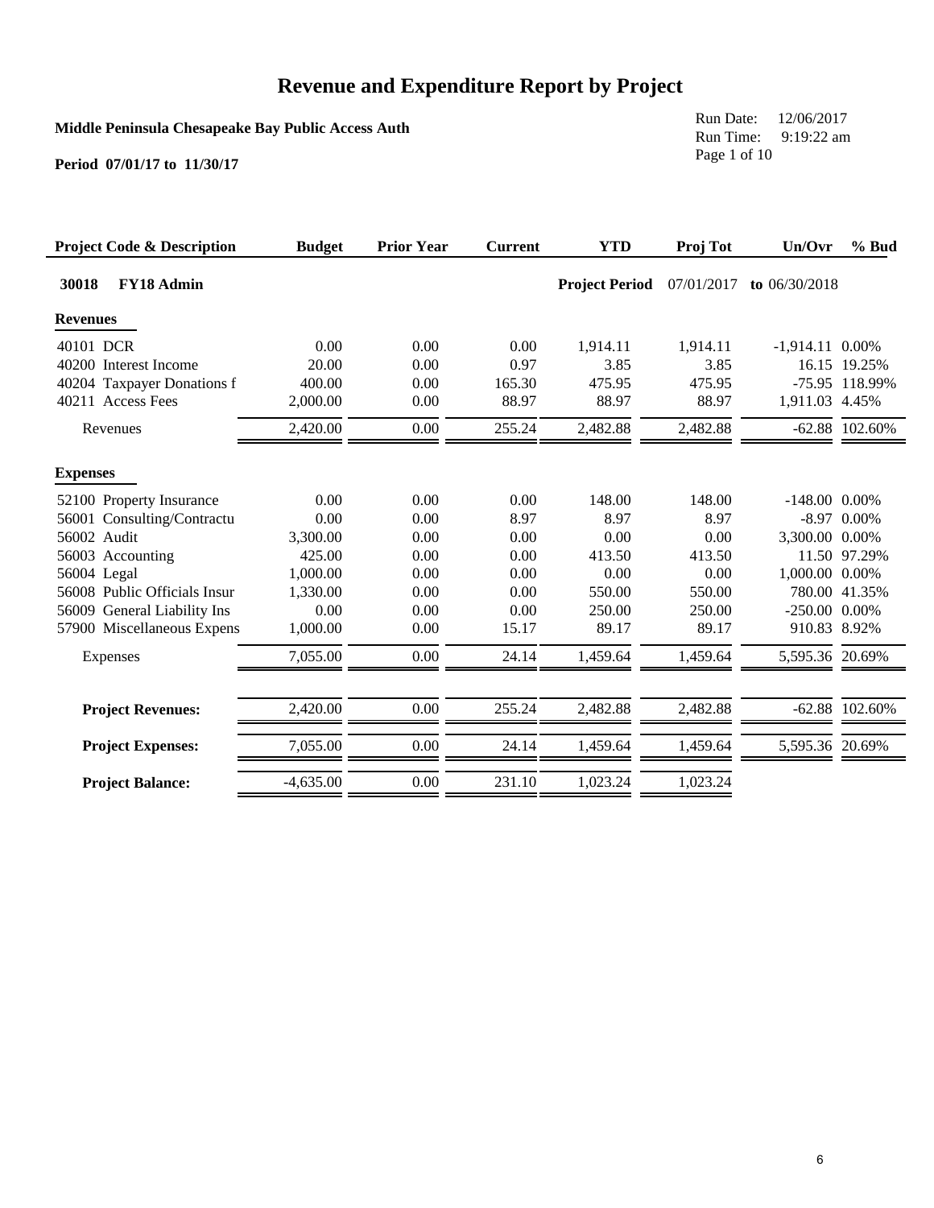# Revenue and Expenditure Report by Project

**Middle Peninsula Chesapeake Bay Public Access Auth**

**Period 07/01/17 to 11/30/17**

Run Date: 12/06/2017
Run Time: 9:19:22 am

| Project Code & Description | Budget | Prior Year | Current | YTD | Proj Tot | Un/Ovr | % Bud |
|---|---|---|---|---|---|---|---|
| **30018 FY18 Admin** | | | | **Project Period** | 07/01/2017 | **to** 06/30/2018 | |
| **Revenues** | | | | | | | |
| 40101 DCR | 0.00 | 0.00 | 0.00 | 1,914.11 | 1,914.11 | -1,914.11 | 0.00% |
| 40200 Interest Income | 20.00 | 0.00 | 0.97 | 3.85 | 3.85 | 16.15 | 19.25% |
| 40204 Taxpayer Donations f | 400.00 | 0.00 | 165.30 | 475.95 | 475.95 | -75.95 | 118.99% |
| 40211 Access Fees | 2,000.00 | 0.00 | 88.97 | 88.97 | 88.97 | 1,911.03 | 4.45% |
| Revenues | 2,420.00 | 0.00 | 255.24 | 2,482.88 | 2,482.88 | -62.88 | 102.60% |
| **Expenses** | | | | | | | |
| 52100 Property Insurance | 0.00 | 0.00 | 0.00 | 148.00 | 148.00 | -148.00 | 0.00% |
| 56001 Consulting/Contractu | 0.00 | 0.00 | 8.97 | 8.97 | 8.97 | -8.97 | 0.00% |
| 56002 Audit | 3,300.00 | 0.00 | 0.00 | 0.00 | 0.00 | 3,300.00 | 0.00% |
| 56003 Accounting | 425.00 | 0.00 | 0.00 | 413.50 | 413.50 | 11.50 | 97.29% |
| 56004 Legal | 1,000.00 | 0.00 | 0.00 | 0.00 | 0.00 | 1,000.00 | 0.00% |
| 56008 Public Officials Insur | 1,330.00 | 0.00 | 0.00 | 550.00 | 550.00 | 780.00 | 41.35% |
| 56009 General Liability Ins | 0.00 | 0.00 | 0.00 | 250.00 | 250.00 | -250.00 | 0.00% |
| 57900 Miscellaneous Expens | 1,000.00 | 0.00 | 15.17 | 89.17 | 89.17 | 910.83 | 8.92% |
| Expenses | 7,055.00 | 0.00 | 24.14 | 1,459.64 | 1,459.64 | 5,595.36 | 20.69% |
| **Project Revenues:** | 2,420.00 | 0.00 | 255.24 | 2,482.88 | 2,482.88 | -62.88 | 102.60% |
| **Project Expenses:** | 7,055.00 | 0.00 | 24.14 | 1,459.64 | 1,459.64 | 5,595.36 | 20.69% |
| **Project Balance:** | -4,635.00 | 0.00 | 231.10 | 1,023.24 | 1,023.24 | | |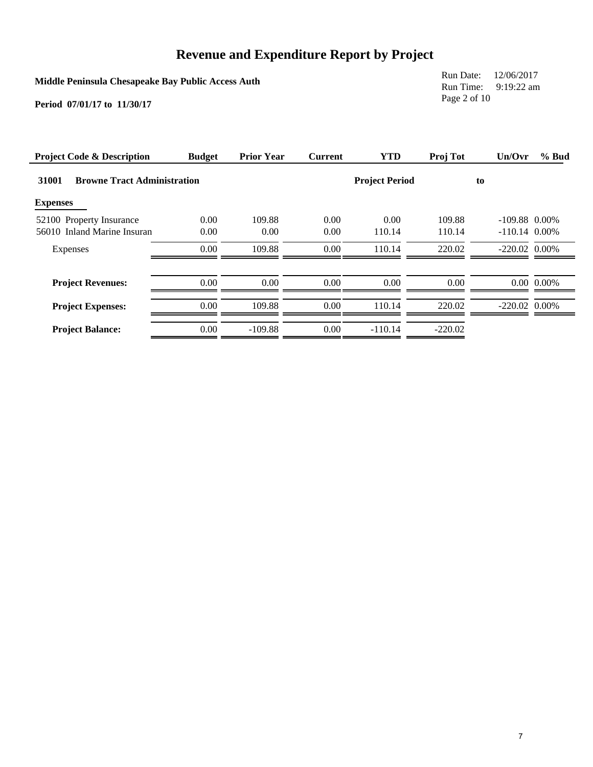# Revenue and Expenditure Report by Project

**Middle Peninsula Chesapeake Bay Public Access Auth**

**Period 07/01/17 to 11/30/17**

Run Date: 12/06/2017
Run Time: 9:19:22 am

| Project Code & Description | Budget | Prior Year | Current | YTD | Proj Tot | Un/Ovr | % Bud |
|---|---|---|---|---|---|---|---|
| **31001 Browne Tract Administration** | | | | **Project Period** | | **to** | |
| **Expenses** | | | | | | | |
| 52100 Property Insurance | 0.00 | 109.88 | 0.00 | 0.00 | 109.88 | -109.88 | 0.00% |
| 56010 Inland Marine Insuran | 0.00 | 0.00 | 0.00 | 110.14 | 110.14 | -110.14 | 0.00% |
| Expenses | 0.00 | 109.88 | 0.00 | 110.14 | 220.02 | -220.02 | 0.00% |
| **Project Revenues:** | 0.00 | 0.00 | 0.00 | 0.00 | 0.00 | 0.00 | 0.00% |
| **Project Expenses:** | 0.00 | 109.88 | 0.00 | 110.14 | 220.02 | -220.02 | 0.00% |
| **Project Balance:** | 0.00 | -109.88 | 0.00 | -110.14 | -220.02 | | |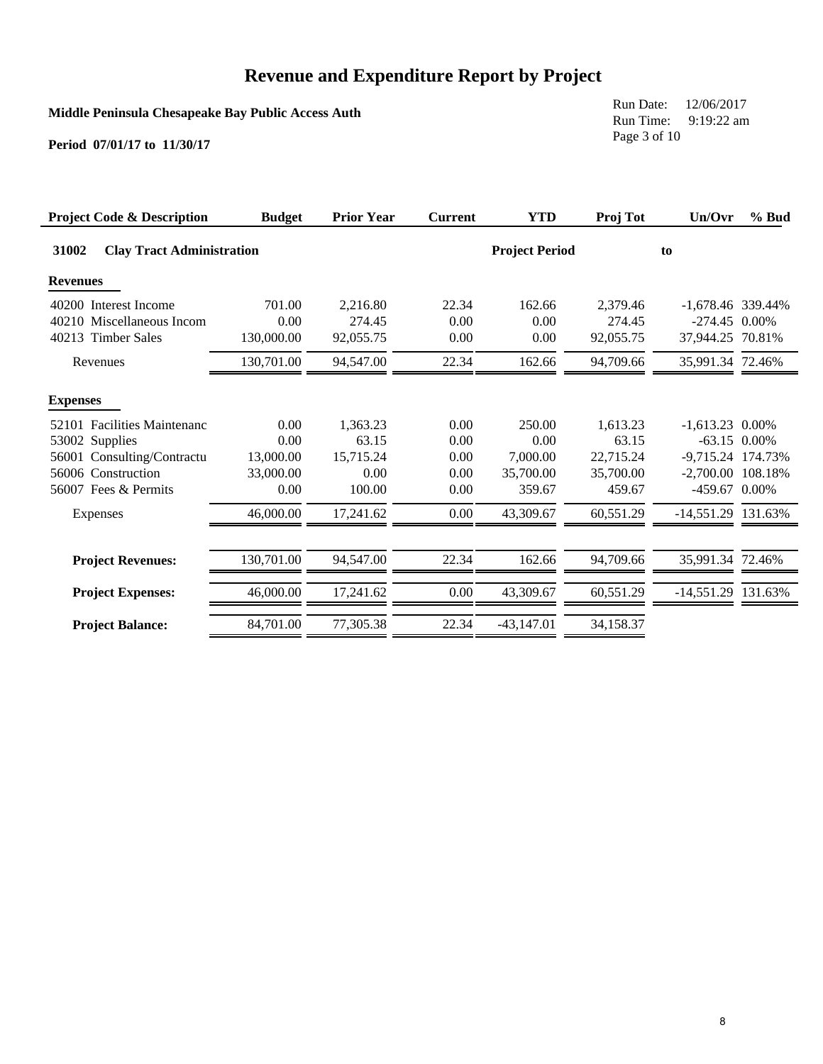# Revenue and Expenditure Report by Project

**Middle Peninsula Chesapeake Bay Public Access Auth**

**Period 07/01/17 to 11/30/17**

Run Date: 12/06/2017
Run Time: 9:19:22 am

| Project Code & Description | Budget | Prior Year | Current | YTD | Proj Tot | Un/Ovr | % Bud |
|---|---|---|---|---|---|---|---|
| **31002 Clay Tract Administration** | | | | **Project Period** | | **to** | |
| **Revenues** | | | | | | | |
| 40200 Interest Income | 701.00 | 2,216.80 | 22.34 | 162.66 | 2,379.46 | -1,678.46 | 339.44% |
| 40210 Miscellaneous Incom | 0.00 | 274.45 | 0.00 | 0.00 | 274.45 | -274.45 | 0.00% |
| 40213 Timber Sales | 130,000.00 | 92,055.75 | 0.00 | 0.00 | 92,055.75 | 37,944.25 | 70.81% |
| Revenues | 130,701.00 | 94,547.00 | 22.34 | 162.66 | 94,709.66 | 35,991.34 | 72.46% |
| **Expenses** | | | | | | | |
| 52101 Facilities Maintenanc | 0.00 | 1,363.23 | 0.00 | 250.00 | 1,613.23 | -1,613.23 | 0.00% |
| 53002 Supplies | 0.00 | 63.15 | 0.00 | 0.00 | 63.15 | -63.15 | 0.00% |
| 56001 Consulting/Contractu | 13,000.00 | 15,715.24 | 0.00 | 7,000.00 | 22,715.24 | -9,715.24 | 174.73% |
| 56006 Construction | 33,000.00 | 0.00 | 0.00 | 35,700.00 | 35,700.00 | -2,700.00 | 108.18% |
| 56007 Fees & Permits | 0.00 | 100.00 | 0.00 | 359.67 | 459.67 | -459.67 | 0.00% |
| Expenses | 46,000.00 | 17,241.62 | 0.00 | 43,309.67 | 60,551.29 | -14,551.29 | 131.63% |
| **Project Revenues:** | 130,701.00 | 94,547.00 | 22.34 | 162.66 | 94,709.66 | 35,991.34 | 72.46% |
| **Project Expenses:** | 46,000.00 | 17,241.62 | 0.00 | 43,309.67 | 60,551.29 | -14,551.29 | 131.63% |
| **Project Balance:** | 84,701.00 | 77,305.38 | 22.34 | -43,147.01 | 34,158.37 | | |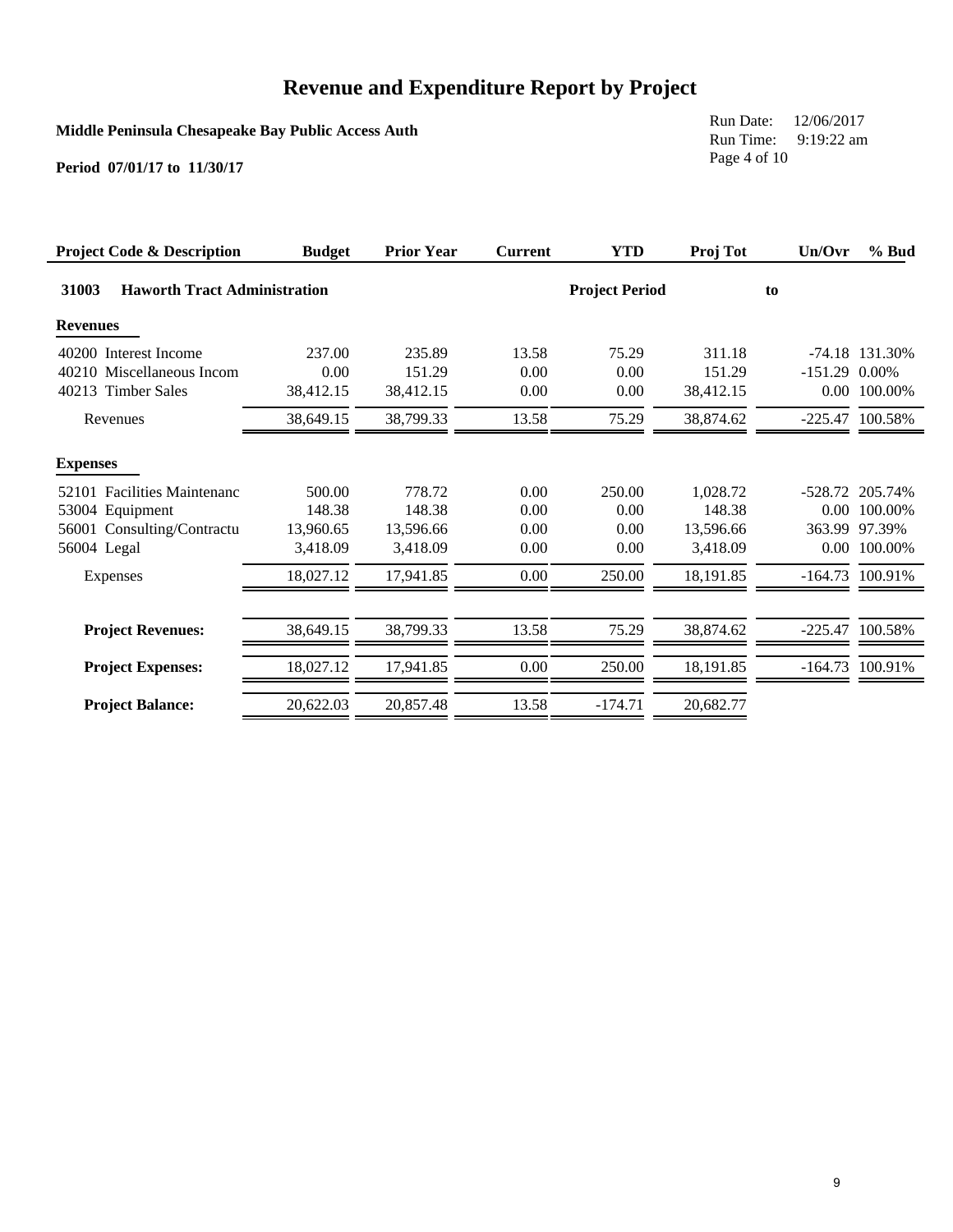# Revenue and Expenditure Report by Project

**Middle Peninsula Chesapeake Bay Public Access Auth**

**Period 07/01/17 to 11/30/17**

Run Date: 12/06/2017
Run Time: 9:19:22 am

| Project Code & Description | Budget | Prior Year | Current | YTD | Proj Tot | Un/Ovr | % Bud |
|---|---|---|---|---|---|---|---|
| **31003 Haworth Tract Administration** | | | | **Project Period** | | **to** | |
| **Revenues** | | | | | | | |
| 40200 Interest Income | 237.00 | 235.89 | 13.58 | 75.29 | 311.18 | -74.18 | 131.30% |
| 40210 Miscellaneous Incom | 0.00 | 151.29 | 0.00 | 0.00 | 151.29 | -151.29 | 0.00% |
| 40213 Timber Sales | 38,412.15 | 38,412.15 | 0.00 | 0.00 | 38,412.15 | 0.00 | 100.00% |
| Revenues | 38,649.15 | 38,799.33 | 13.58 | 75.29 | 38,874.62 | -225.47 | 100.58% |
| **Expenses** | | | | | | | |
| 52101 Facilities Maintenanc | 500.00 | 778.72 | 0.00 | 250.00 | 1,028.72 | -528.72 | 205.74% |
| 53004 Equipment | 148.38 | 148.38 | 0.00 | 0.00 | 148.38 | 0.00 | 100.00% |
| 56001 Consulting/Contractu | 13,960.65 | 13,596.66 | 0.00 | 0.00 | 13,596.66 | 363.99 | 97.39% |
| 56004 Legal | 3,418.09 | 3,418.09 | 0.00 | 0.00 | 3,418.09 | 0.00 | 100.00% |
| Expenses | 18,027.12 | 17,941.85 | 0.00 | 250.00 | 18,191.85 | -164.73 | 100.91% |
| **Project Revenues:** | 38,649.15 | 38,799.33 | 13.58 | 75.29 | 38,874.62 | -225.47 | 100.58% |
| **Project Expenses:** | 18,027.12 | 17,941.85 | 0.00 | 250.00 | 18,191.85 | -164.73 | 100.91% |
| **Project Balance:** | 20,622.03 | 20,857.48 | 13.58 | -174.71 | 20,682.77 | | |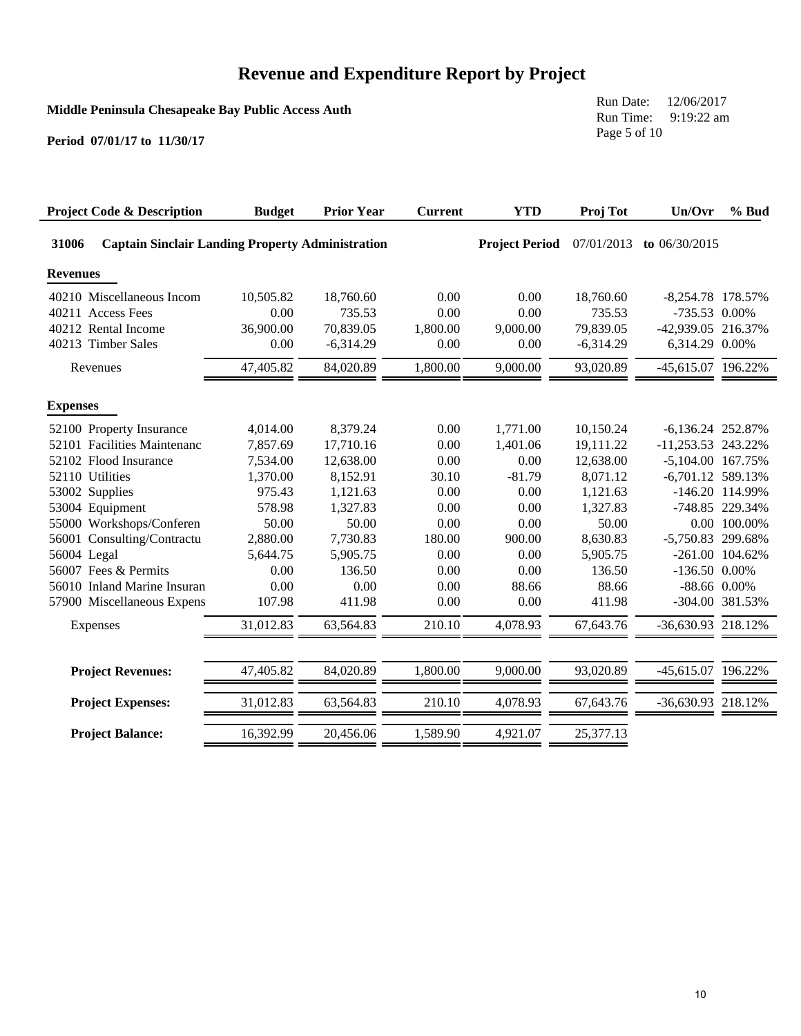# Revenue and Expenditure Report by Project

**Middle Peninsula Chesapeake Bay Public Access Auth**

**Period 07/01/17 to 11/30/17**

Run Date: 12/06/2017
Run Time: 9:19:22 am

| Project Code & Description | Budget | Prior Year | Current | YTD | Proj Tot | Un/Ovr | % Bud |
|---|---|---|---|---|---|---|---|
| **31006 Captain Sinclair Landing Property Administration** | | | | **Project Period** | 07/01/2013 | **to** 06/30/2015 | |
| **Revenues** | | | | | | | |
| 40210 Miscellaneous Incom | 10,505.82 | 18,760.60 | 0.00 | 0.00 | 18,760.60 | -8,254.78 | 178.57% |
| 40211 Access Fees | 0.00 | 735.53 | 0.00 | 0.00 | 735.53 | -735.53 | 0.00% |
| 40212 Rental Income | 36,900.00 | 70,839.05 | 1,800.00 | 9,000.00 | 79,839.05 | -42,939.05 | 216.37% |
| 40213 Timber Sales | 0.00 | -6,314.29 | 0.00 | 0.00 | -6,314.29 | 6,314.29 | 0.00% |
| Revenues | 47,405.82 | 84,020.89 | 1,800.00 | 9,000.00 | 93,020.89 | -45,615.07 | 196.22% |
| **Expenses** | | | | | | | |
| 52100 Property Insurance | 4,014.00 | 8,379.24 | 0.00 | 1,771.00 | 10,150.24 | -6,136.24 | 252.87% |
| 52101 Facilities Maintenanc | 7,857.69 | 17,710.16 | 0.00 | 1,401.06 | 19,111.22 | -11,253.53 | 243.22% |
| 52102 Flood Insurance | 7,534.00 | 12,638.00 | 0.00 | 0.00 | 12,638.00 | -5,104.00 | 167.75% |
| 52110 Utilities | 1,370.00 | 8,152.91 | 30.10 | -81.79 | 8,071.12 | -6,701.12 | 589.13% |
| 53002 Supplies | 975.43 | 1,121.63 | 0.00 | 0.00 | 1,121.63 | -146.20 | 114.99% |
| 53004 Equipment | 578.98 | 1,327.83 | 0.00 | 0.00 | 1,327.83 | -748.85 | 229.34% |
| 55000 Workshops/Conferen | 50.00 | 50.00 | 0.00 | 0.00 | 50.00 | 0.00 | 100.00% |
| 56001 Consulting/Contractu | 2,880.00 | 7,730.83 | 180.00 | 900.00 | 8,630.83 | -5,750.83 | 299.68% |
| 56004 Legal | 5,644.75 | 5,905.75 | 0.00 | 0.00 | 5,905.75 | -261.00 | 104.62% |
| 56007 Fees & Permits | 0.00 | 136.50 | 0.00 | 0.00 | 136.50 | -136.50 | 0.00% |
| 56010 Inland Marine Insuran | 0.00 | 0.00 | 0.00 | 88.66 | 88.66 | -88.66 | 0.00% |
| 57900 Miscellaneous Expens | 107.98 | 411.98 | 0.00 | 0.00 | 411.98 | -304.00 | 381.53% |
| Expenses | 31,012.83 | 63,564.83 | 210.10 | 4,078.93 | 67,643.76 | -36,630.93 | 218.12% |
| **Project Revenues:** | 47,405.82 | 84,020.89 | 1,800.00 | 9,000.00 | 93,020.89 | -45,615.07 | 196.22% |
| **Project Expenses:** | 31,012.83 | 63,564.83 | 210.10 | 4,078.93 | 67,643.76 | -36,630.93 | 218.12% |
| **Project Balance:** | 16,392.99 | 20,456.06 | 1,589.90 | 4,921.07 | 25,377.13 | | |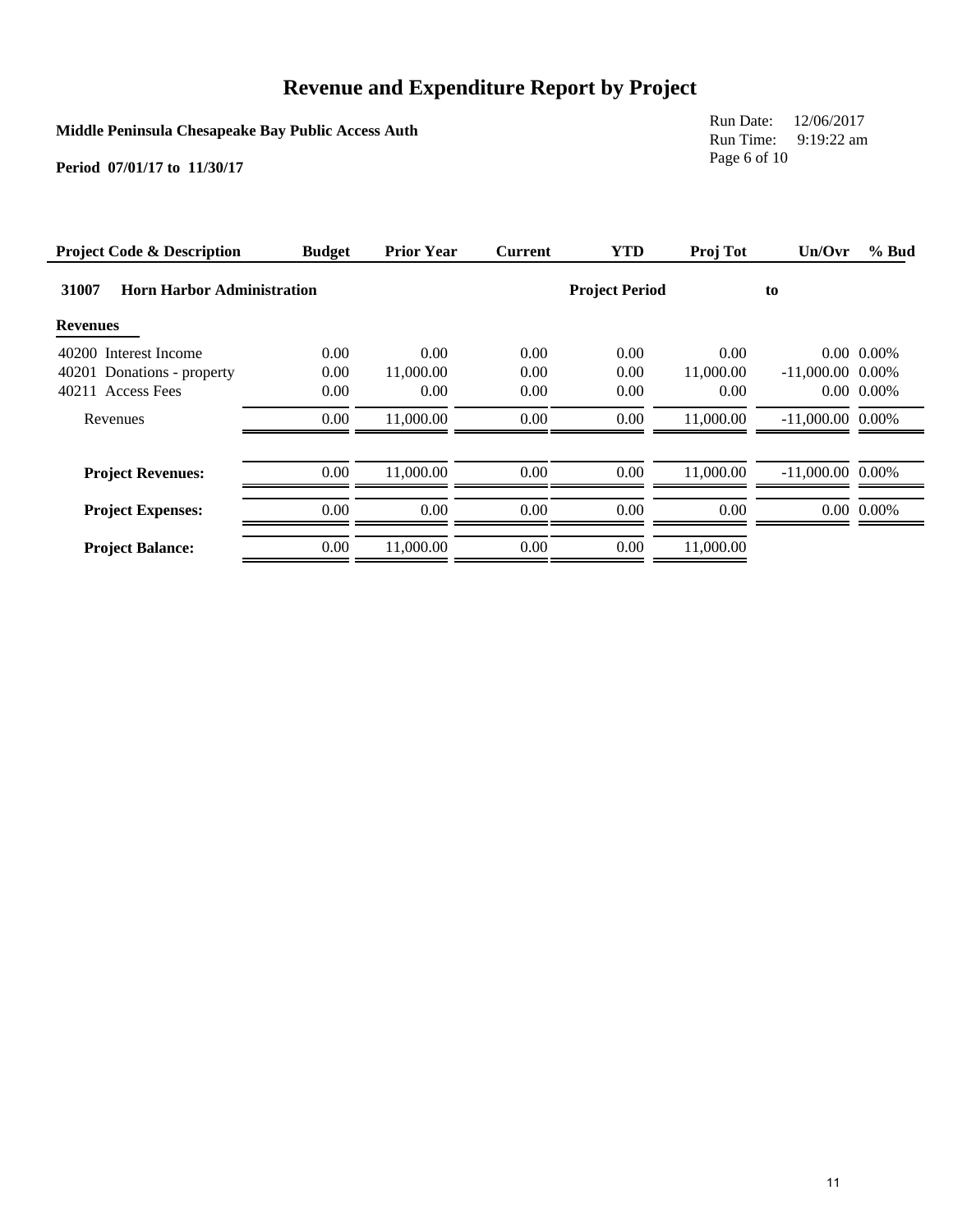# Revenue and Expenditure Report by Project

**Middle Peninsula Chesapeake Bay Public Access Auth**

**Period 07/01/17 to 11/30/17**

Run Date: 12/06/2017
Run Time: 9:19:22 am

| Project Code & Description | Budget | Prior Year | Current | YTD | Proj Tot | Un/Ovr | % Bud |
|---|---|---|---|---|---|---|---|
| **31007 Horn Harbor Administration** | | | | **Project Period** | | **to** | |
| **Revenues** | | | | | | | |
| 40200 Interest Income | 0.00 | 0.00 | 0.00 | 0.00 | 0.00 | 0.00 | 0.00% |
| 40201 Donations - property | 0.00 | 11,000.00 | 0.00 | 0.00 | 11,000.00 | -11,000.00 | 0.00% |
| 40211 Access Fees | 0.00 | 0.00 | 0.00 | 0.00 | 0.00 | 0.00 | 0.00% |
| Revenues | 0.00 | 11,000.00 | 0.00 | 0.00 | 11,000.00 | -11,000.00 | 0.00% |
| **Project Revenues:** | 0.00 | 11,000.00 | 0.00 | 0.00 | 11,000.00 | -11,000.00 | 0.00% |
| **Project Expenses:** | 0.00 | 0.00 | 0.00 | 0.00 | 0.00 | 0.00 | 0.00% |
| **Project Balance:** | 0.00 | 11,000.00 | 0.00 | 0.00 | 11,000.00 | | |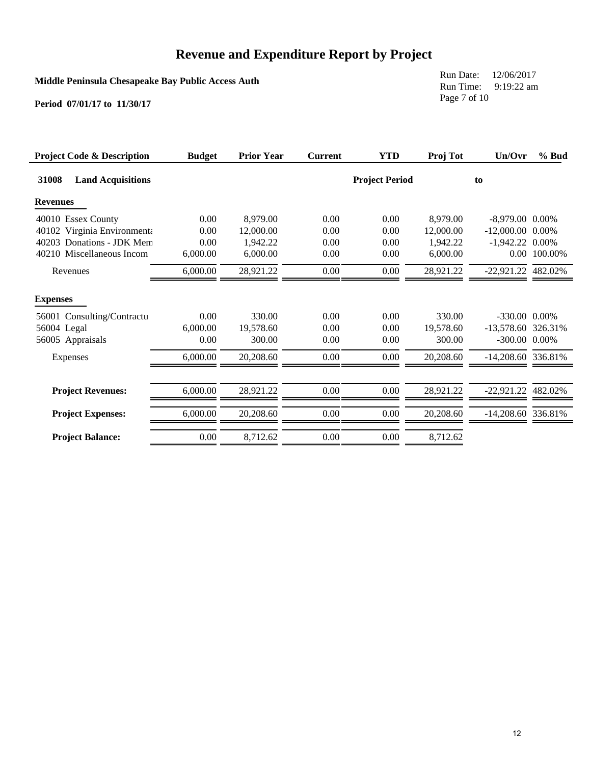# Revenue and Expenditure Report by Project

**Middle Peninsula Chesapeake Bay Public Access Auth**

**Period 07/01/17 to 11/30/17**

Run Date: 12/06/2017
Run Time: 9:19:22 am

| Project Code & Description | Budget | Prior Year | Current | YTD | Proj Tot | Un/Ovr | % Bud |
|---|---|---|---|---|---|---|---|
| **31008 Land Acquisitions** | | | | **Project Period** | | **to** | |
| **Revenues** | | | | | | | |
| 40010 Essex County | 0.00 | 8,979.00 | 0.00 | 0.00 | 8,979.00 | -8,979.00 | 0.00% |
| 40102 Virginia Environmenta | 0.00 | 12,000.00 | 0.00 | 0.00 | 12,000.00 | -12,000.00 | 0.00% |
| 40203 Donations - JDK Mem | 0.00 | 1,942.22 | 0.00 | 0.00 | 1,942.22 | -1,942.22 | 0.00% |
| 40210 Miscellaneous Incom | 6,000.00 | 6,000.00 | 0.00 | 0.00 | 6,000.00 | 0.00 | 100.00% |
| Revenues | 6,000.00 | 28,921.22 | 0.00 | 0.00 | 28,921.22 | -22,921.22 | 482.02% |
| **Expenses** | | | | | | | |
| 56001 Consulting/Contractu | 0.00 | 330.00 | 0.00 | 0.00 | 330.00 | -330.00 | 0.00% |
| 56004 Legal | 6,000.00 | 19,578.60 | 0.00 | 0.00 | 19,578.60 | -13,578.60 | 326.31% |
| 56005 Appraisals | 0.00 | 300.00 | 0.00 | 0.00 | 300.00 | -300.00 | 0.00% |
| Expenses | 6,000.00 | 20,208.60 | 0.00 | 0.00 | 20,208.60 | -14,208.60 | 336.81% |
| **Project Revenues:** | 6,000.00 | 28,921.22 | 0.00 | 0.00 | 28,921.22 | -22,921.22 | 482.02% |
| **Project Expenses:** | 6,000.00 | 20,208.60 | 0.00 | 0.00 | 20,208.60 | -14,208.60 | 336.81% |
| **Project Balance:** | 0.00 | 8,712.62 | 0.00 | 0.00 | 8,712.62 | | |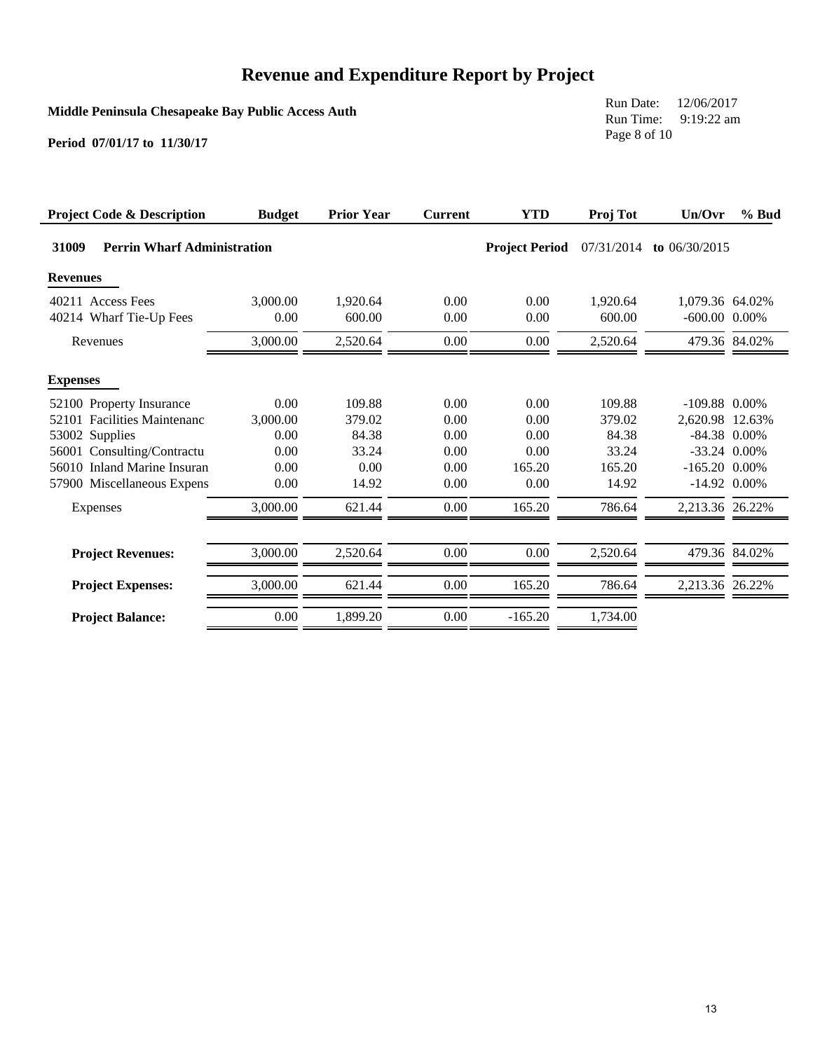# Revenue and Expenditure Report by Project

**Middle Peninsula Chesapeake Bay Public Access Auth**

**Period 07/01/17 to 11/30/17**

Run Date: 12/06/2017
Run Time: 9:19:22 am
Page 8 of 10

| Project Code & Description | Budget | Prior Year | Current | YTD | Proj Tot | Un/Ovr | % Bud |
|---|---|---|---|---|---|---|---|
| **31009 Perrin Wharf Administration** | | | | **Project Period** | 07/31/2014 | **to** 06/30/2015 | |
| **Revenues** | | | | | | | |
| 40211 Access Fees | 3,000.00 | 1,920.64 | 0.00 | 0.00 | 1,920.64 | 1,079.36 | 64.02% |
| 40214 Wharf Tie-Up Fees | 0.00 | 600.00 | 0.00 | 0.00 | 600.00 | -600.00 | 0.00% |
| Revenues | 3,000.00 | 2,520.64 | 0.00 | 0.00 | 2,520.64 | 479.36 | 84.02% |
| **Expenses** | | | | | | | |
| 52100 Property Insurance | 0.00 | 109.88 | 0.00 | 0.00 | 109.88 | -109.88 | 0.00% |
| 52101 Facilities Maintenanc | 3,000.00 | 379.02 | 0.00 | 0.00 | 379.02 | 2,620.98 | 12.63% |
| 53002 Supplies | 0.00 | 84.38 | 0.00 | 0.00 | 84.38 | -84.38 | 0.00% |
| 56001 Consulting/Contractu | 0.00 | 33.24 | 0.00 | 0.00 | 33.24 | -33.24 | 0.00% |
| 56010 Inland Marine Insuran | 0.00 | 0.00 | 0.00 | 165.20 | 165.20 | -165.20 | 0.00% |
| 57900 Miscellaneous Expens | 0.00 | 14.92 | 0.00 | 0.00 | 14.92 | -14.92 | 0.00% |
| Expenses | 3,000.00 | 621.44 | 0.00 | 165.20 | 786.64 | 2,213.36 | 26.22% |
| **Project Revenues:** | 3,000.00 | 2,520.64 | 0.00 | 0.00 | 2,520.64 | 479.36 | 84.02% |
| **Project Expenses:** | 3,000.00 | 621.44 | 0.00 | 165.20 | 786.64 | 2,213.36 | 26.22% |
| **Project Balance:** | 0.00 | 1,899.20 | 0.00 | -165.20 | 1,734.00 | | |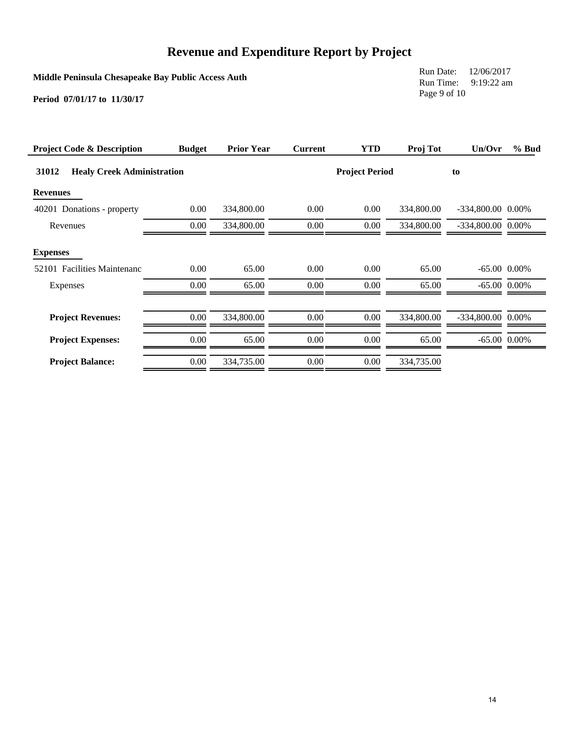# Revenue and Expenditure Report by Project

**Middle Peninsula Chesapeake Bay Public Access Auth**

**Period 07/01/17 to 11/30/17**

Run Date: 12/06/2017
Run Time: 9:19:22 am
Page 9 of 10

| Project Code & Description | Budget | Prior Year | Current | YTD | Proj Tot | Un/Ovr | % Bud |
|---|---|---|---|---|---|---|---|
| **31012 Healy Creek Administration** | | | | **Project Period** | | **to** | |
| **Revenues** | | | | | | | |
| 40201 Donations - property | 0.00 | 334,800.00 | 0.00 | 0.00 | 334,800.00 | -334,800.00 | 0.00% |
| Revenues | 0.00 | 334,800.00 | 0.00 | 0.00 | 334,800.00 | -334,800.00 | 0.00% |
| **Expenses** | | | | | | | |
| 52101 Facilities Maintenanc | 0.00 | 65.00 | 0.00 | 0.00 | 65.00 | -65.00 | 0.00% |
| Expenses | 0.00 | 65.00 | 0.00 | 0.00 | 65.00 | -65.00 | 0.00% |
| **Project Revenues:** | 0.00 | 334,800.00 | 0.00 | 0.00 | 334,800.00 | -334,800.00 | 0.00% |
| **Project Expenses:** | 0.00 | 65.00 | 0.00 | 0.00 | 65.00 | -65.00 | 0.00% |
| **Project Balance:** | 0.00 | 334,735.00 | 0.00 | 0.00 | 334,735.00 | | |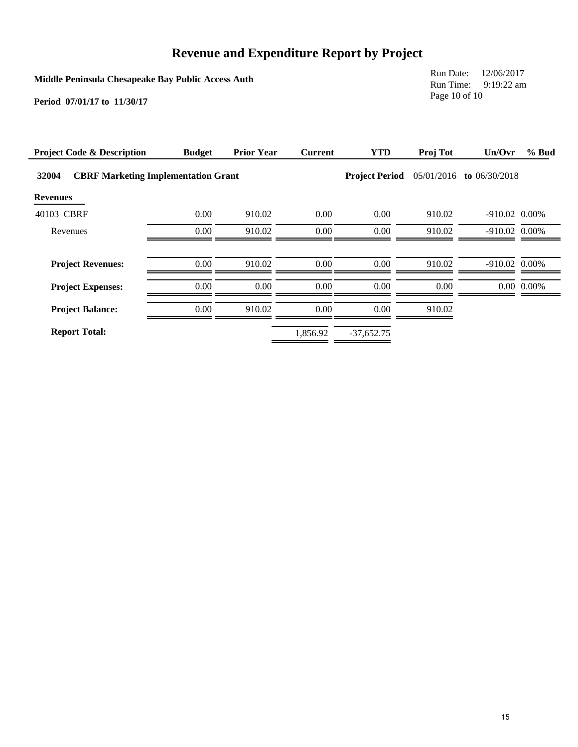# Revenue and Expenditure Report by Project

**Middle Peninsula Chesapeake Bay Public Access Auth**

**Period 07/01/17 to 11/30/17**

Run Date: 12/06/2017
Run Time: 9:19:22 am

| Project Code & Description | Budget | Prior Year | Current | YTD | Proj Tot | Un/Ovr | % Bud |
|---|---|---|---|---|---|---|---|
| **32004 CBRF Marketing Implementation Grant** | | | | **Project Period** | 05/01/2016 | **to** 06/30/2018 | |
| **Revenues** | | | | | | | |
| 40103 CBRF | 0.00 | 910.02 | 0.00 | 0.00 | 910.02 | -910.02 | 0.00% |
| Revenues | 0.00 | 910.02 | 0.00 | 0.00 | 910.02 | -910.02 | 0.00% |
| **Project Revenues:** | 0.00 | 910.02 | 0.00 | 0.00 | 910.02 | -910.02 | 0.00% |
| **Project Expenses:** | 0.00 | 0.00 | 0.00 | 0.00 | 0.00 | 0.00 | 0.00% |
| **Project Balance:** | 0.00 | 910.02 | 0.00 | 0.00 | 910.02 | | |
| **Report Total:** | | | 1,856.92 | -37,652.75 | | | |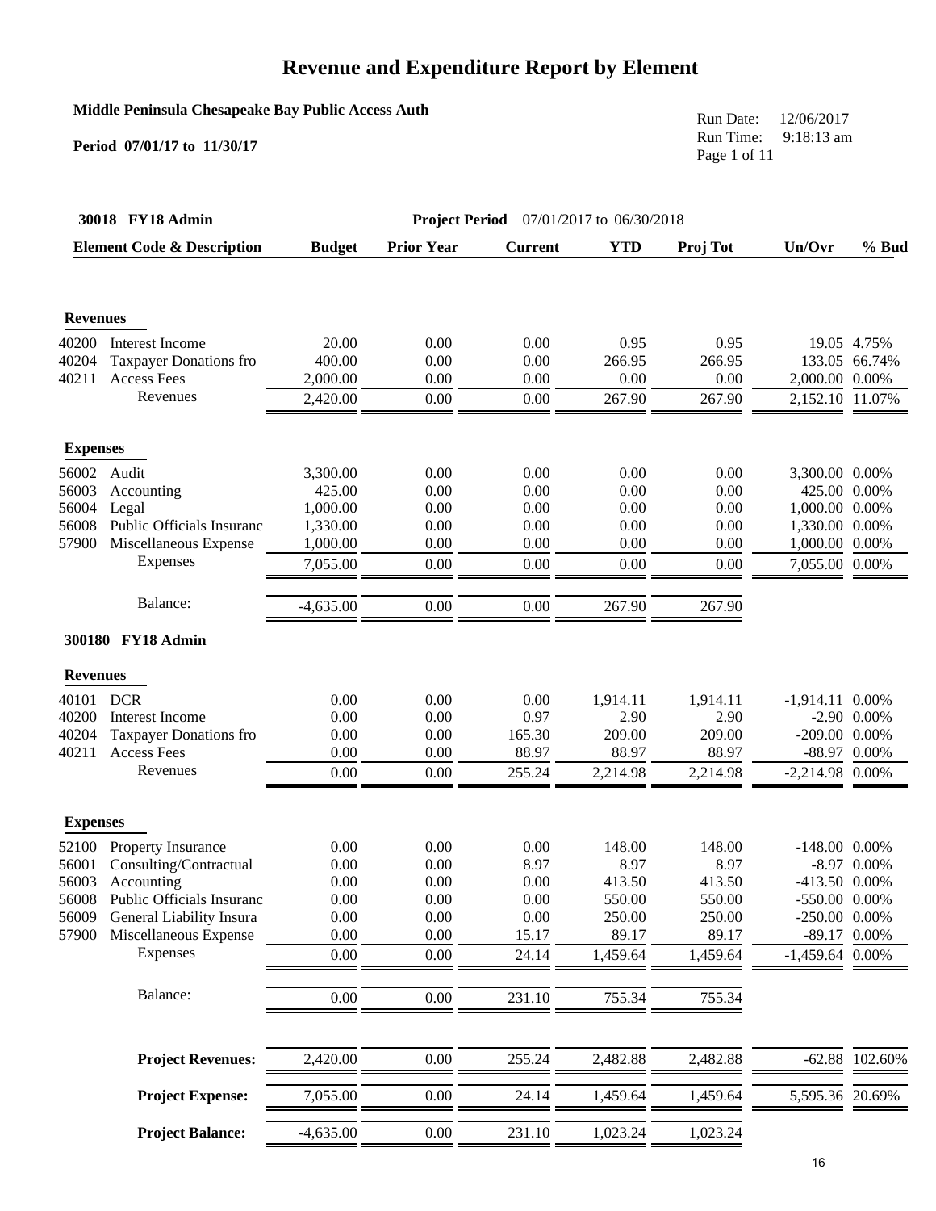# Revenue and Expenditure Report by Element

**Middle Peninsula Chesapeake Bay Public Access Auth**

**Period 07/01/17 to 11/30/17**

Run Date: 12/06/2017
Run Time: 9:18:13 am

**30018 FY18 Admin** — **Project Period** 07/01/2017 to 06/30/2018

| Element Code & Description | Budget | Prior Year | Current | YTD | Proj Tot | Un/Ovr | % Bud |
|---|---|---|---|---|---|---|---|
| **Revenues** | | | | | | | |
| 40200 Interest Income | 20.00 | 0.00 | 0.00 | 0.95 | 0.95 | 19.05 | 4.75% |
| 40204 Taxpayer Donations fro | 400.00 | 0.00 | 0.00 | 266.95 | 266.95 | 133.05 | 66.74% |
| 40211 Access Fees | 2,000.00 | 0.00 | 0.00 | 0.00 | 0.00 | 2,000.00 | 0.00% |
| Revenues | 2,420.00 | 0.00 | 0.00 | 267.90 | 267.90 | 2,152.10 | 11.07% |
| **Expenses** | | | | | | | |
| 56002 Audit | 3,300.00 | 0.00 | 0.00 | 0.00 | 0.00 | 3,300.00 | 0.00% |
| 56003 Accounting | 425.00 | 0.00 | 0.00 | 0.00 | 0.00 | 425.00 | 0.00% |
| 56004 Legal | 1,000.00 | 0.00 | 0.00 | 0.00 | 0.00 | 1,000.00 | 0.00% |
| 56008 Public Officials Insuranc | 1,330.00 | 0.00 | 0.00 | 0.00 | 0.00 | 1,330.00 | 0.00% |
| 57900 Miscellaneous Expense | 1,000.00 | 0.00 | 0.00 | 0.00 | 0.00 | 1,000.00 | 0.00% |
| Expenses | 7,055.00 | 0.00 | 0.00 | 0.00 | 0.00 | 7,055.00 | 0.00% |
| Balance: | -4,635.00 | 0.00 | 0.00 | 267.90 | 267.90 | | |

**300180 FY18 Admin**

| Element Code & Description | Budget | Prior Year | Current | YTD | Proj Tot | Un/Ovr | % Bud |
|---|---|---|---|---|---|---|---|
| **Revenues** | | | | | | | |
| 40101 DCR | 0.00 | 0.00 | 0.00 | 1,914.11 | 1,914.11 | -1,914.11 | 0.00% |
| 40200 Interest Income | 0.00 | 0.00 | 0.97 | 2.90 | 2.90 | -2.90 | 0.00% |
| 40204 Taxpayer Donations fro | 0.00 | 0.00 | 165.30 | 209.00 | 209.00 | -209.00 | 0.00% |
| 40211 Access Fees | 0.00 | 0.00 | 88.97 | 88.97 | 88.97 | -88.97 | 0.00% |
| Revenues | 0.00 | 0.00 | 255.24 | 2,214.98 | 2,214.98 | -2,214.98 | 0.00% |
| **Expenses** | | | | | | | |
| 52100 Property Insurance | 0.00 | 0.00 | 0.00 | 148.00 | 148.00 | -148.00 | 0.00% |
| 56001 Consulting/Contractual | 0.00 | 0.00 | 8.97 | 8.97 | 8.97 | -8.97 | 0.00% |
| 56003 Accounting | 0.00 | 0.00 | 0.00 | 413.50 | 413.50 | -413.50 | 0.00% |
| 56008 Public Officials Insuranc | 0.00 | 0.00 | 0.00 | 550.00 | 550.00 | -550.00 | 0.00% |
| 56009 General Liability Insura | 0.00 | 0.00 | 0.00 | 250.00 | 250.00 | -250.00 | 0.00% |
| 57900 Miscellaneous Expense | 0.00 | 0.00 | 15.17 | 89.17 | 89.17 | -89.17 | 0.00% |
| Expenses | 0.00 | 0.00 | 24.14 | 1,459.64 | 1,459.64 | -1,459.64 | 0.00% |
| Balance: | 0.00 | 0.00 | 231.10 | 755.34 | 755.34 | | |

| | Budget | Prior Year | Current | YTD | Proj Tot | Un/Ovr | % Bud |
|---|---|---|---|---|---|---|---|
| **Project Revenues:** | 2,420.00 | 0.00 | 255.24 | 2,482.88 | 2,482.88 | -62.88 | 102.60% |
| **Project Expense:** | 7,055.00 | 0.00 | 24.14 | 1,459.64 | 1,459.64 | 5,595.36 | 20.69% |
| **Project Balance:** | -4,635.00 | 0.00 | 231.10 | 1,023.24 | 1,023.24 | | |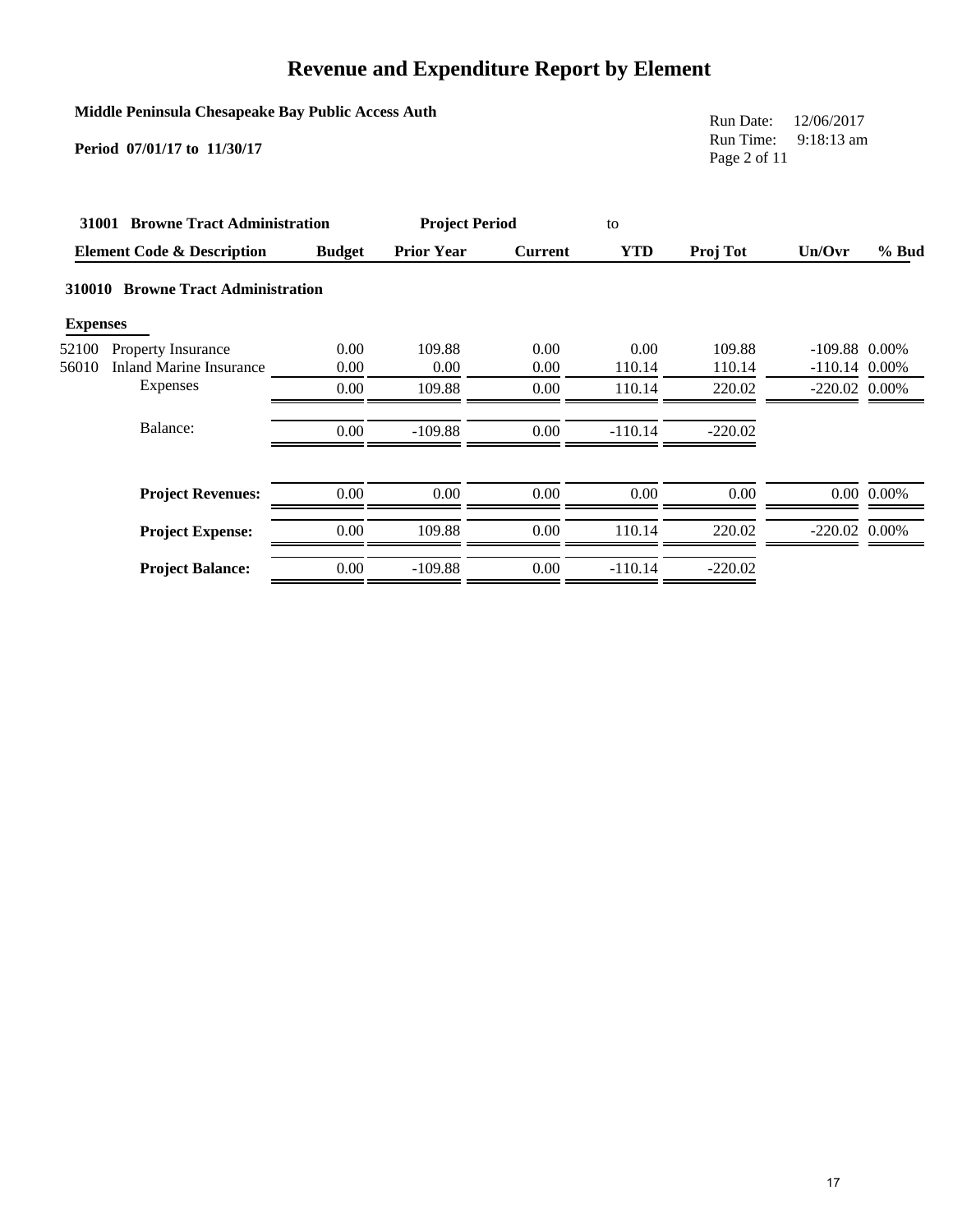# Revenue and Expenditure Report by Element

**Middle Peninsula Chesapeake Bay Public Access Auth**

**Period 07/01/17 to 11/30/17**

Run Date: 12/06/2017
Run Time: 9:18:13 am

**31001 Browne Tract Administration** — **Project Period** to

| Element Code & Description | Budget | Prior Year | Current | YTD | Proj Tot | Un/Ovr | % Bud |
|---|---|---|---|---|---|---|---|
| **310010 Browne Tract Administration** | | | | | | | |
| **Expenses** | | | | | | | |
| 52100 Property Insurance | 0.00 | 109.88 | 0.00 | 0.00 | 109.88 | -109.88 | 0.00% |
| 56010 Inland Marine Insurance | 0.00 | 0.00 | 0.00 | 110.14 | 110.14 | -110.14 | 0.00% |
| Expenses | 0.00 | 109.88 | 0.00 | 110.14 | 220.02 | -220.02 | 0.00% |
| Balance: | 0.00 | -109.88 | 0.00 | -110.14 | -220.02 | | |
| **Project Revenues:** | 0.00 | 0.00 | 0.00 | 0.00 | 0.00 | 0.00 | 0.00% |
| **Project Expense:** | 0.00 | 109.88 | 0.00 | 110.14 | 220.02 | -220.02 | 0.00% |
| **Project Balance:** | 0.00 | -109.88 | 0.00 | -110.14 | -220.02 | | |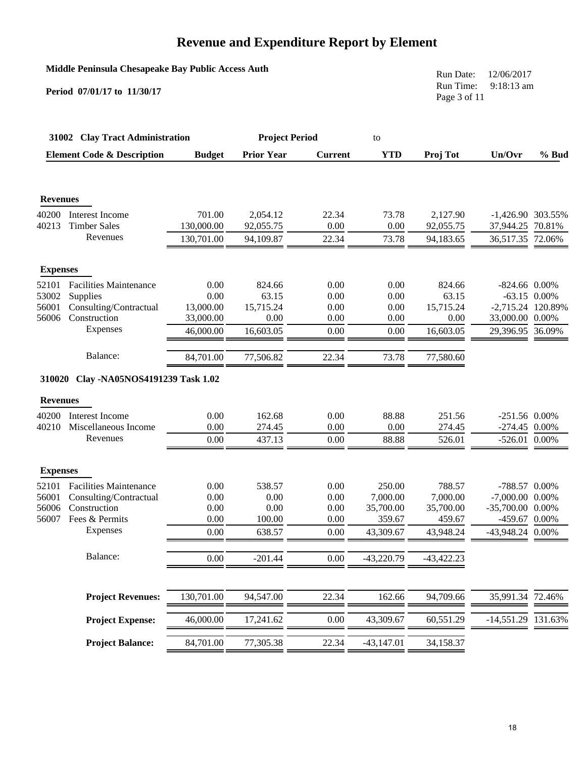# Revenue and Expenditure Report by Element

**Middle Peninsula Chesapeake Bay Public Access Auth**

**Period 07/01/17 to 11/30/17**

Run Date: 12/06/2017
Run Time: 9:18:13 am

**31002 Clay Tract Administration** — **Project Period** to

| Element Code & Description | Budget | Prior Year | Current | YTD | Proj Tot | Un/Ovr | % Bud |
|---|---|---|---|---|---|---|---|
| **Revenues** | | | | | | | |
| 40200 Interest Income | 701.00 | 2,054.12 | 22.34 | 73.78 | 2,127.90 | -1,426.90 | 303.55% |
| 40213 Timber Sales | 130,000.00 | 92,055.75 | 0.00 | 0.00 | 92,055.75 | 37,944.25 | 70.81% |
| Revenues | 130,701.00 | 94,109.87 | 22.34 | 73.78 | 94,183.65 | 36,517.35 | 72.06% |
| **Expenses** | | | | | | | |
| 52101 Facilities Maintenance | 0.00 | 824.66 | 0.00 | 0.00 | 824.66 | -824.66 | 0.00% |
| 53002 Supplies | 0.00 | 63.15 | 0.00 | 0.00 | 63.15 | -63.15 | 0.00% |
| 56001 Consulting/Contractual | 13,000.00 | 15,715.24 | 0.00 | 0.00 | 15,715.24 | -2,715.24 | 120.89% |
| 56006 Construction | 33,000.00 | 0.00 | 0.00 | 0.00 | 0.00 | 33,000.00 | 0.00% |
| Expenses | 46,000.00 | 16,603.05 | 0.00 | 0.00 | 16,603.05 | 29,396.95 | 36.09% |
| Balance: | 84,701.00 | 77,506.82 | 22.34 | 73.78 | 77,580.60 | | |

**310020 Clay -NA05NOS4191239 Task 1.02**

| Element Code & Description | Budget | Prior Year | Current | YTD | Proj Tot | Un/Ovr | % Bud |
|---|---|---|---|---|---|---|---|
| **Revenues** | | | | | | | |
| 40200 Interest Income | 0.00 | 162.68 | 0.00 | 88.88 | 251.56 | -251.56 | 0.00% |
| 40210 Miscellaneous Income | 0.00 | 274.45 | 0.00 | 0.00 | 274.45 | -274.45 | 0.00% |
| Revenues | 0.00 | 437.13 | 0.00 | 88.88 | 526.01 | -526.01 | 0.00% |
| **Expenses** | | | | | | | |
| 52101 Facilities Maintenance | 0.00 | 538.57 | 0.00 | 250.00 | 788.57 | -788.57 | 0.00% |
| 56001 Consulting/Contractual | 0.00 | 0.00 | 0.00 | 7,000.00 | 7,000.00 | -7,000.00 | 0.00% |
| 56006 Construction | 0.00 | 0.00 | 0.00 | 35,700.00 | 35,700.00 | -35,700.00 | 0.00% |
| 56007 Fees & Permits | 0.00 | 100.00 | 0.00 | 359.67 | 459.67 | -459.67 | 0.00% |
| Expenses | 0.00 | 638.57 | 0.00 | 43,309.67 | 43,948.24 | -43,948.24 | 0.00% |
| Balance: | 0.00 | -201.44 | 0.00 | -43,220.79 | -43,422.23 | | |

| | Budget | Prior Year | Current | YTD | Proj Tot | Un/Ovr | % Bud |
|---|---|---|---|---|---|---|---|
| **Project Revenues:** | 130,701.00 | 94,547.00 | 22.34 | 162.66 | 94,709.66 | 35,991.34 | 72.46% |
| **Project Expense:** | 46,000.00 | 17,241.62 | 0.00 | 43,309.67 | 60,551.29 | -14,551.29 | 131.63% |
| **Project Balance:** | 84,701.00 | 77,305.38 | 22.34 | -43,147.01 | 34,158.37 | | |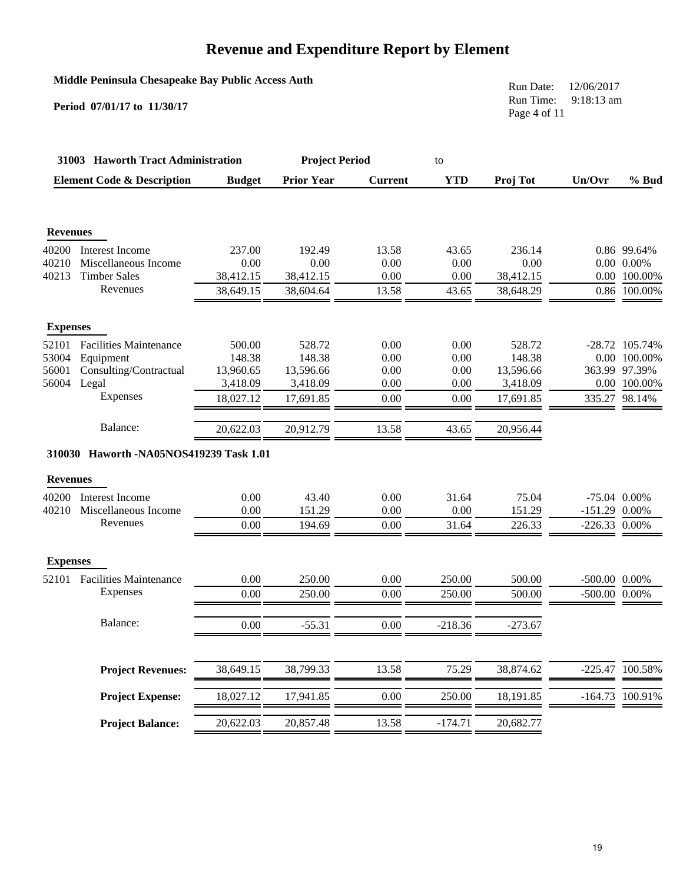# Revenue and Expenditure Report by Element

**Middle Peninsula Chesapeake Bay Public Access Auth**

**Period 07/01/17 to 11/30/17**

Run Date: 12/06/2017
Run Time: 9:18:13 am

**31003 Haworth Tract Administration** — **Project Period** to

| Element Code & Description | | Budget | Prior Year | Current | YTD | Proj Tot | Un/Ovr | % Bud |
|---|---|---|---|---|---|---|---|---|
| **Revenues** | | | | | | | | |
| 40200 | Interest Income | 237.00 | 192.49 | 13.58 | 43.65 | 236.14 | 0.86 | 99.64% |
| 40210 | Miscellaneous Income | 0.00 | 0.00 | 0.00 | 0.00 | 0.00 | 0.00 | 0.00% |
| 40213 | Timber Sales | 38,412.15 | 38,412.15 | 0.00 | 0.00 | 38,412.15 | 0.00 | 100.00% |
| | Revenues | 38,649.15 | 38,604.64 | 13.58 | 43.65 | 38,648.29 | 0.86 | 100.00% |
| **Expenses** | | | | | | | | |
| 52101 | Facilities Maintenance | 500.00 | 528.72 | 0.00 | 0.00 | 528.72 | -28.72 | 105.74% |
| 53004 | Equipment | 148.38 | 148.38 | 0.00 | 0.00 | 148.38 | 0.00 | 100.00% |
| 56001 | Consulting/Contractual | 13,960.65 | 13,596.66 | 0.00 | 0.00 | 13,596.66 | 363.99 | 97.39% |
| 56004 | Legal | 3,418.09 | 3,418.09 | 0.00 | 0.00 | 3,418.09 | 0.00 | 100.00% |
| | Expenses | 18,027.12 | 17,691.85 | 0.00 | 0.00 | 17,691.85 | 335.27 | 98.14% |
| | Balance: | 20,622.03 | 20,912.79 | 13.58 | 43.65 | 20,956.44 | | |

**310030 Haworth -NA05NOS419239 Task 1.01**

| Element Code & Description | | Budget | Prior Year | Current | YTD | Proj Tot | Un/Ovr | % Bud |
|---|---|---|---|---|---|---|---|---|
| **Revenues** | | | | | | | | |
| 40200 | Interest Income | 0.00 | 43.40 | 0.00 | 31.64 | 75.04 | -75.04 | 0.00% |
| 40210 | Miscellaneous Income | 0.00 | 151.29 | 0.00 | 0.00 | 151.29 | -151.29 | 0.00% |
| | Revenues | 0.00 | 194.69 | 0.00 | 31.64 | 226.33 | -226.33 | 0.00% |
| **Expenses** | | | | | | | | |
| 52101 | Facilities Maintenance | 0.00 | 250.00 | 0.00 | 250.00 | 500.00 | -500.00 | 0.00% |
| | Expenses | 0.00 | 250.00 | 0.00 | 250.00 | 500.00 | -500.00 | 0.00% |
| | Balance: | 0.00 | -55.31 | 0.00 | -218.36 | -273.67 | | |
| | **Project Revenues:** | 38,649.15 | 38,799.33 | 13.58 | 75.29 | 38,874.62 | -225.47 | 100.58% |
| | **Project Expense:** | 18,027.12 | 17,941.85 | 0.00 | 250.00 | 18,191.85 | -164.73 | 100.91% |
| | **Project Balance:** | 20,622.03 | 20,857.48 | 13.58 | -174.71 | 20,682.77 | | |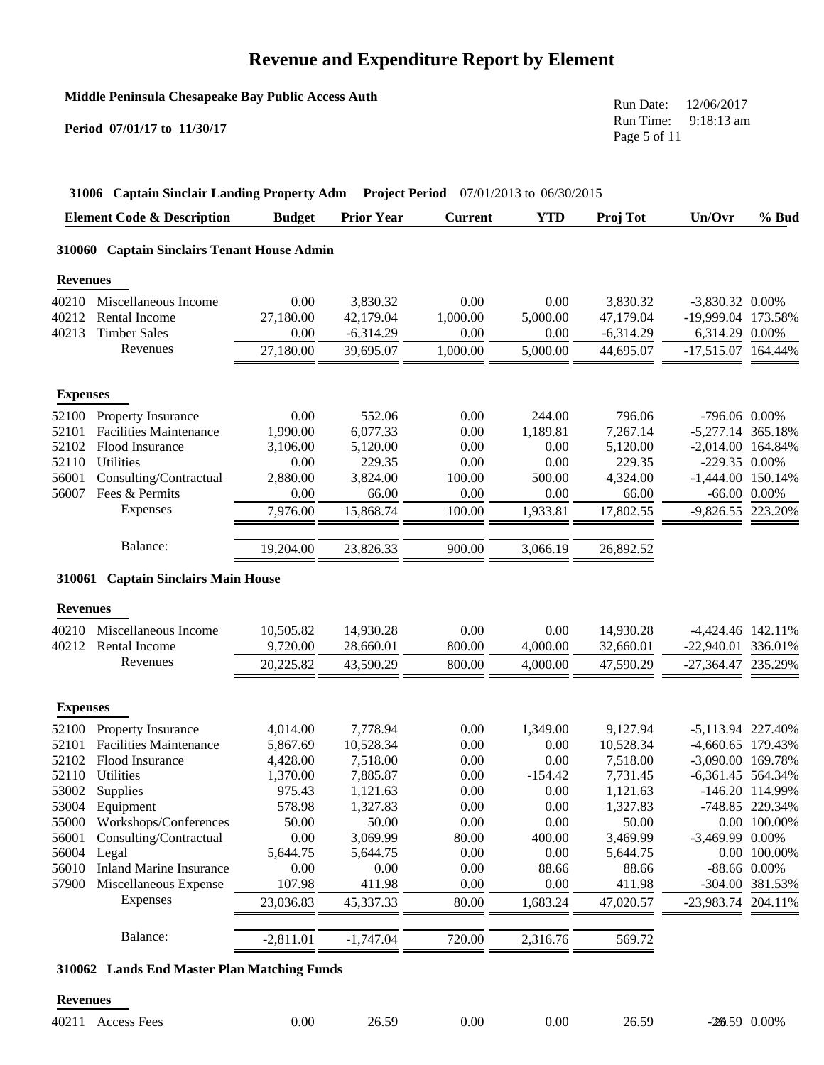# Revenue and Expenditure Report by Element

**Middle Peninsula Chesapeake Bay Public Access Auth**

**Period 07/01/17 to 11/30/17**

Run Date: 12/06/2017
Run Time: 9:18:13 am

**31006 Captain Sinclair Landing Property Adm** **Project Period** 07/01/2013 to 06/30/2015

| Element Code & Description | | Budget | Prior Year | Current | YTD | Proj Tot | Un/Ovr | % Bud |
|---|---|---|---|---|---|---|---|---|
| **310060 Captain Sinclairs Tenant House Admin** | | | | | | | | |
| **Revenues** | | | | | | | | |
| 40210 | Miscellaneous Income | 0.00 | 3,830.32 | 0.00 | 0.00 | 3,830.32 | -3,830.32 | 0.00% |
| 40212 | Rental Income | 27,180.00 | 42,179.04 | 1,000.00 | 5,000.00 | 47,179.04 | -19,999.04 | 173.58% |
| 40213 | Timber Sales | 0.00 | -6,314.29 | 0.00 | 0.00 | -6,314.29 | 6,314.29 | 0.00% |
| | Revenues | 27,180.00 | 39,695.07 | 1,000.00 | 5,000.00 | 44,695.07 | -17,515.07 | 164.44% |
| **Expenses** | | | | | | | | |
| 52100 | Property Insurance | 0.00 | 552.06 | 0.00 | 244.00 | 796.06 | -796.06 | 0.00% |
| 52101 | Facilities Maintenance | 1,990.00 | 6,077.33 | 0.00 | 1,189.81 | 7,267.14 | -5,277.14 | 365.18% |
| 52102 | Flood Insurance | 3,106.00 | 5,120.00 | 0.00 | 0.00 | 5,120.00 | -2,014.00 | 164.84% |
| 52110 | Utilities | 0.00 | 229.35 | 0.00 | 0.00 | 229.35 | -229.35 | 0.00% |
| 56001 | Consulting/Contractual | 2,880.00 | 3,824.00 | 100.00 | 500.00 | 4,324.00 | -1,444.00 | 150.14% |
| 56007 | Fees & Permits | 0.00 | 66.00 | 0.00 | 0.00 | 66.00 | -66.00 | 0.00% |
| | Expenses | 7,976.00 | 15,868.74 | 100.00 | 1,933.81 | 17,802.55 | -9,826.55 | 223.20% |
| | Balance: | 19,204.00 | 23,826.33 | 900.00 | 3,066.19 | 26,892.52 | | |
| **310061 Captain Sinclairs Main House** | | | | | | | | |
| **Revenues** | | | | | | | | |
| 40210 | Miscellaneous Income | 10,505.82 | 14,930.28 | 0.00 | 0.00 | 14,930.28 | -4,424.46 | 142.11% |
| 40212 | Rental Income | 9,720.00 | 28,660.01 | 800.00 | 4,000.00 | 32,660.01 | -22,940.01 | 336.01% |
| | Revenues | 20,225.82 | 43,590.29 | 800.00 | 4,000.00 | 47,590.29 | -27,364.47 | 235.29% |
| **Expenses** | | | | | | | | |
| 52100 | Property Insurance | 4,014.00 | 7,778.94 | 0.00 | 1,349.00 | 9,127.94 | -5,113.94 | 227.40% |
| 52101 | Facilities Maintenance | 5,867.69 | 10,528.34 | 0.00 | 0.00 | 10,528.34 | -4,660.65 | 179.43% |
| 52102 | Flood Insurance | 4,428.00 | 7,518.00 | 0.00 | 0.00 | 7,518.00 | -3,090.00 | 169.78% |
| 52110 | Utilities | 1,370.00 | 7,885.87 | 0.00 | -154.42 | 7,731.45 | -6,361.45 | 564.34% |
| 53002 | Supplies | 975.43 | 1,121.63 | 0.00 | 0.00 | 1,121.63 | -146.20 | 114.99% |
| 53004 | Equipment | 578.98 | 1,327.83 | 0.00 | 0.00 | 1,327.83 | -748.85 | 229.34% |
| 55000 | Workshops/Conferences | 50.00 | 50.00 | 0.00 | 0.00 | 50.00 | 0.00 | 100.00% |
| 56001 | Consulting/Contractual | 0.00 | 3,069.99 | 80.00 | 400.00 | 3,469.99 | -3,469.99 | 0.00% |
| 56004 | Legal | 5,644.75 | 5,644.75 | 0.00 | 0.00 | 5,644.75 | 0.00 | 100.00% |
| 56010 | Inland Marine Insurance | 0.00 | 0.00 | 0.00 | 88.66 | 88.66 | -88.66 | 0.00% |
| 57900 | Miscellaneous Expense | 107.98 | 411.98 | 0.00 | 0.00 | 411.98 | -304.00 | 381.53% |
| | Expenses | 23,036.83 | 45,337.33 | 80.00 | 1,683.24 | 47,020.57 | -23,983.74 | 204.11% |
| | Balance: | -2,811.01 | -1,747.04 | 720.00 | 2,316.76 | 569.72 | | |
| **310062 Lands End Master Plan Matching Funds** | | | | | | | | |
| **Revenues** | | | | | | | | |
| 40211 | Access Fees | 0.00 | 26.59 | 0.00 | 0.00 | 26.59 | -26.59 | 0.00% |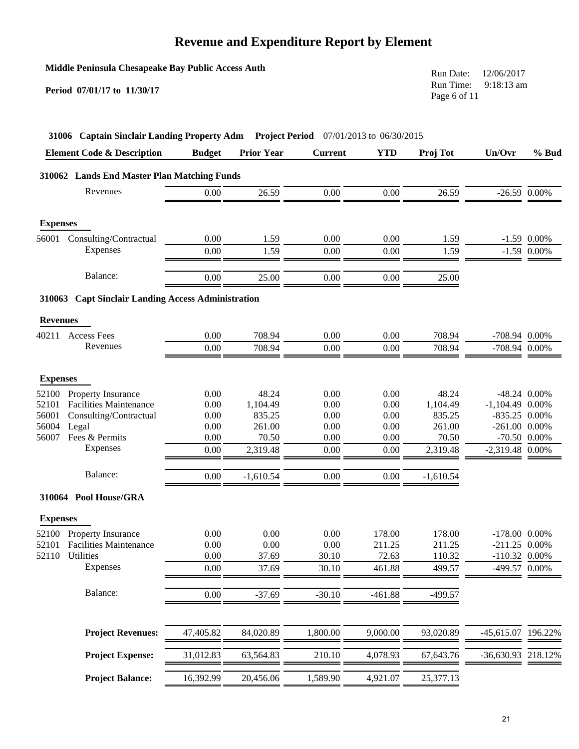# Revenue and Expenditure Report by Element

**Middle Peninsula Chesapeake Bay Public Access Auth**

**Period 07/01/17 to 11/30/17**

Run Date: 12/06/2017
Run Time: 9:18:13 am

**31006 Captain Sinclair Landing Property Adm** **Project Period** 07/01/2013 to 06/30/2015

| Element Code & Description | Budget | Prior Year | Current | YTD | Proj Tot | Un/Ovr | % Bud |
|---|---|---|---|---|---|---|---|
| **310062 Lands End Master Plan Matching Funds** | | | | | | | |
| Revenues | 0.00 | 26.59 | 0.00 | 0.00 | 26.59 | -26.59 | 0.00% |
| **Expenses** | | | | | | | |
| 56001 Consulting/Contractual | 0.00 | 1.59 | 0.00 | 0.00 | 1.59 | -1.59 | 0.00% |
| Expenses | 0.00 | 1.59 | 0.00 | 0.00 | 1.59 | -1.59 | 0.00% |
| Balance: | 0.00 | 25.00 | 0.00 | 0.00 | 25.00 | | |
| **310063 Capt Sinclair Landing Access Administration** | | | | | | | |
| **Revenues** | | | | | | | |
| 40211 Access Fees | 0.00 | 708.94 | 0.00 | 0.00 | 708.94 | -708.94 | 0.00% |
| Revenues | 0.00 | 708.94 | 0.00 | 0.00 | 708.94 | -708.94 | 0.00% |
| **Expenses** | | | | | | | |
| 52100 Property Insurance | 0.00 | 48.24 | 0.00 | 0.00 | 48.24 | -48.24 | 0.00% |
| 52101 Facilities Maintenance | 0.00 | 1,104.49 | 0.00 | 0.00 | 1,104.49 | -1,104.49 | 0.00% |
| 56001 Consulting/Contractual | 0.00 | 835.25 | 0.00 | 0.00 | 835.25 | -835.25 | 0.00% |
| 56004 Legal | 0.00 | 261.00 | 0.00 | 0.00 | 261.00 | -261.00 | 0.00% |
| 56007 Fees & Permits | 0.00 | 70.50 | 0.00 | 0.00 | 70.50 | -70.50 | 0.00% |
| Expenses | 0.00 | 2,319.48 | 0.00 | 0.00 | 2,319.48 | -2,319.48 | 0.00% |
| Balance: | 0.00 | -1,610.54 | 0.00 | 0.00 | -1,610.54 | | |
| **310064 Pool House/GRA** | | | | | | | |
| **Expenses** | | | | | | | |
| 52100 Property Insurance | 0.00 | 0.00 | 0.00 | 178.00 | 178.00 | -178.00 | 0.00% |
| 52101 Facilities Maintenance | 0.00 | 0.00 | 0.00 | 211.25 | 211.25 | -211.25 | 0.00% |
| 52110 Utilities | 0.00 | 37.69 | 30.10 | 72.63 | 110.32 | -110.32 | 0.00% |
| Expenses | 0.00 | 37.69 | 30.10 | 461.88 | 499.57 | -499.57 | 0.00% |
| Balance: | 0.00 | -37.69 | -30.10 | -461.88 | -499.57 | | |
| **Project Revenues:** | 47,405.82 | 84,020.89 | 1,800.00 | 9,000.00 | 93,020.89 | -45,615.07 | 196.22% |
| **Project Expense:** | 31,012.83 | 63,564.83 | 210.10 | 4,078.93 | 67,643.76 | -36,630.93 | 218.12% |
| **Project Balance:** | 16,392.99 | 20,456.06 | 1,589.90 | 4,921.07 | 25,377.13 | | |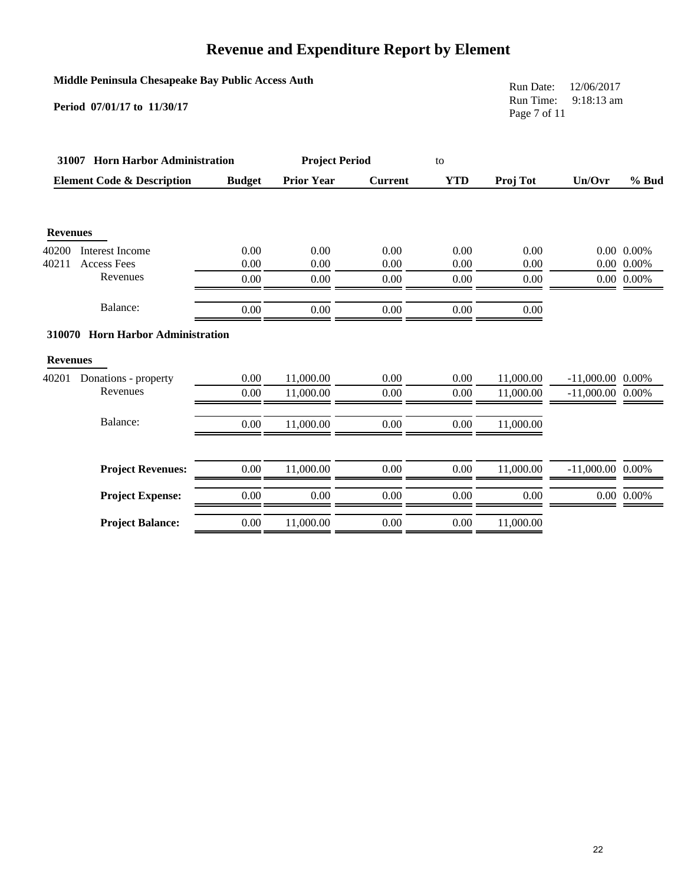# Revenue and Expenditure Report by Element

**Middle Peninsula Chesapeake Bay Public Access Auth**

**Period 07/01/17 to 11/30/17**

Run Date: 12/06/2017
Run Time: 9:18:13 am

**31007 Horn Harbor Administration** | **Project Period** to

| Element Code & Description | Budget | Prior Year | Current | YTD | Proj Tot | Un/Ovr | % Bud |
|---|---|---|---|---|---|---|---|
| **Revenues** | | | | | | | |
| 40200 Interest Income | 0.00 | 0.00 | 0.00 | 0.00 | 0.00 | 0.00 | 0.00% |
| 40211 Access Fees | 0.00 | 0.00 | 0.00 | 0.00 | 0.00 | 0.00 | 0.00% |
| Revenues | 0.00 | 0.00 | 0.00 | 0.00 | 0.00 | 0.00 | 0.00% |
| Balance: | 0.00 | 0.00 | 0.00 | 0.00 | 0.00 | | |
| **310070 Horn Harbor Administration** | | | | | | | |
| **Revenues** | | | | | | | |
| 40201 Donations - property | 0.00 | 11,000.00 | 0.00 | 0.00 | 11,000.00 | -11,000.00 | 0.00% |
| Revenues | 0.00 | 11,000.00 | 0.00 | 0.00 | 11,000.00 | -11,000.00 | 0.00% |
| Balance: | 0.00 | 11,000.00 | 0.00 | 0.00 | 11,000.00 | | |
| **Project Revenues:** | 0.00 | 11,000.00 | 0.00 | 0.00 | 11,000.00 | -11,000.00 | 0.00% |
| **Project Expense:** | 0.00 | 0.00 | 0.00 | 0.00 | 0.00 | 0.00 | 0.00% |
| **Project Balance:** | 0.00 | 11,000.00 | 0.00 | 0.00 | 11,000.00 | | |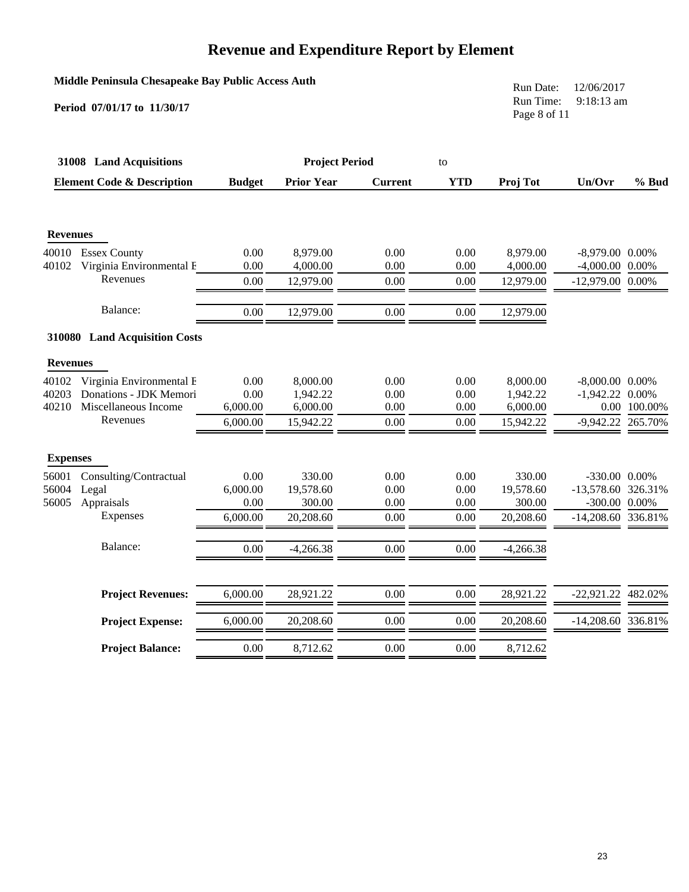# Revenue and Expenditure Report by Element

**Middle Peninsula Chesapeake Bay Public Access Auth**

**Period 07/01/17 to 11/30/17**

Run Date: 12/06/2017
Run Time: 9:18:13 am

| **31008 Land Acquisitions** | | **Project Period** | | to | | | |
|---|---|---|---|---|---|---|---|
| **Element Code & Description** | **Budget** | **Prior Year** | **Current** | **YTD** | **Proj Tot** | **Un/Ovr** | **% Bud** |
| **Revenues** | | | | | | | |
| 40010 Essex County | 0.00 | 8,979.00 | 0.00 | 0.00 | 8,979.00 | -8,979.00 | 0.00% |
| 40102 Virginia Environmental E | 0.00 | 4,000.00 | 0.00 | 0.00 | 4,000.00 | -4,000.00 | 0.00% |
| Revenues | 0.00 | 12,979.00 | 0.00 | 0.00 | 12,979.00 | -12,979.00 | 0.00% |
| Balance: | 0.00 | 12,979.00 | 0.00 | 0.00 | 12,979.00 | | |
| **310080 Land Acquisition Costs** | | | | | | | |
| **Revenues** | | | | | | | |
| 40102 Virginia Environmental E | 0.00 | 8,000.00 | 0.00 | 0.00 | 8,000.00 | -8,000.00 | 0.00% |
| 40203 Donations - JDK Memori | 0.00 | 1,942.22 | 0.00 | 0.00 | 1,942.22 | -1,942.22 | 0.00% |
| 40210 Miscellaneous Income | 6,000.00 | 6,000.00 | 0.00 | 0.00 | 6,000.00 | 0.00 | 100.00% |
| Revenues | 6,000.00 | 15,942.22 | 0.00 | 0.00 | 15,942.22 | -9,942.22 | 265.70% |
| **Expenses** | | | | | | | |
| 56001 Consulting/Contractual | 0.00 | 330.00 | 0.00 | 0.00 | 330.00 | -330.00 | 0.00% |
| 56004 Legal | 6,000.00 | 19,578.60 | 0.00 | 0.00 | 19,578.60 | -13,578.60 | 326.31% |
| 56005 Appraisals | 0.00 | 300.00 | 0.00 | 0.00 | 300.00 | -300.00 | 0.00% |
| Expenses | 6,000.00 | 20,208.60 | 0.00 | 0.00 | 20,208.60 | -14,208.60 | 336.81% |
| Balance: | 0.00 | -4,266.38 | 0.00 | 0.00 | -4,266.38 | | |
| **Project Revenues:** | 6,000.00 | 28,921.22 | 0.00 | 0.00 | 28,921.22 | -22,921.22 | 482.02% |
| **Project Expense:** | 6,000.00 | 20,208.60 | 0.00 | 0.00 | 20,208.60 | -14,208.60 | 336.81% |
| **Project Balance:** | 0.00 | 8,712.62 | 0.00 | 0.00 | 8,712.62 | | |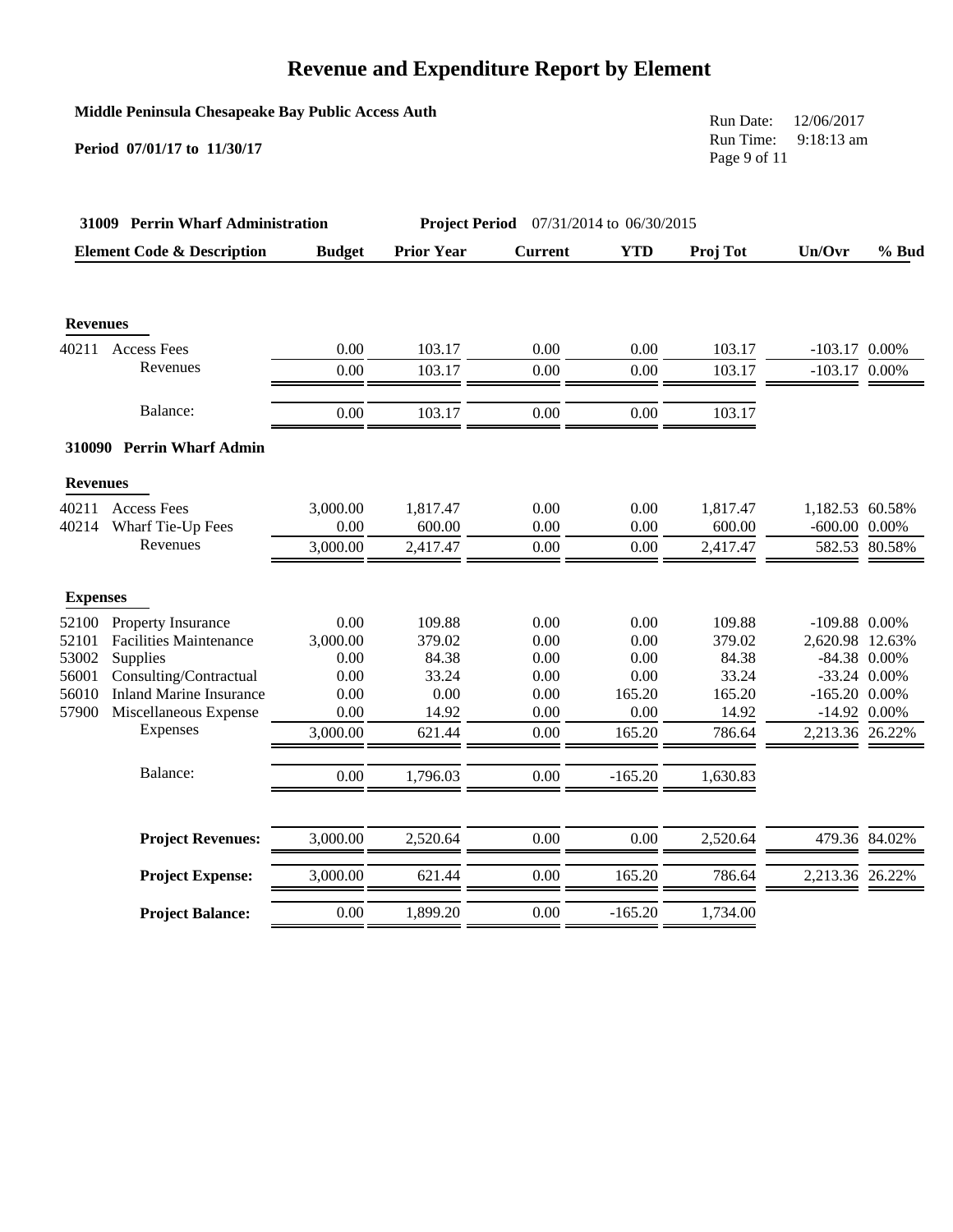# Revenue and Expenditure Report by Element

**Middle Peninsula Chesapeake Bay Public Access Auth**

**Period 07/01/17 to 11/30/17**

Run Date: 12/06/2017
Run Time: 9:18:13 am

**31009 Perrin Wharf Administration** **Project Period** 07/31/2014 to 06/30/2015

| Element Code & Description | | Budget | Prior Year | Current | YTD | Proj Tot | Un/Ovr | % Bud |
|---|---|---|---|---|---|---|---|---|
| **Revenues** | | | | | | | | |
| 40211 | Access Fees | 0.00 | 103.17 | 0.00 | 0.00 | 103.17 | -103.17 | 0.00% |
| | Revenues | 0.00 | 103.17 | 0.00 | 0.00 | 103.17 | -103.17 | 0.00% |
| | Balance: | 0.00 | 103.17 | 0.00 | 0.00 | 103.17 | | |
| **310090 Perrin Wharf Admin** | | | | | | | | |
| **Revenues** | | | | | | | | |
| 40211 | Access Fees | 3,000.00 | 1,817.47 | 0.00 | 0.00 | 1,817.47 | 1,182.53 | 60.58% |
| 40214 | Wharf Tie-Up Fees | 0.00 | 600.00 | 0.00 | 0.00 | 600.00 | -600.00 | 0.00% |
| | Revenues | 3,000.00 | 2,417.47 | 0.00 | 0.00 | 2,417.47 | 582.53 | 80.58% |
| **Expenses** | | | | | | | | |
| 52100 | Property Insurance | 0.00 | 109.88 | 0.00 | 0.00 | 109.88 | -109.88 | 0.00% |
| 52101 | Facilities Maintenance | 3,000.00 | 379.02 | 0.00 | 0.00 | 379.02 | 2,620.98 | 12.63% |
| 53002 | Supplies | 0.00 | 84.38 | 0.00 | 0.00 | 84.38 | -84.38 | 0.00% |
| 56001 | Consulting/Contractual | 0.00 | 33.24 | 0.00 | 0.00 | 33.24 | -33.24 | 0.00% |
| 56010 | Inland Marine Insurance | 0.00 | 0.00 | 0.00 | 165.20 | 165.20 | -165.20 | 0.00% |
| 57900 | Miscellaneous Expense | 0.00 | 14.92 | 0.00 | 0.00 | 14.92 | -14.92 | 0.00% |
| | Expenses | 3,000.00 | 621.44 | 0.00 | 165.20 | 786.64 | 2,213.36 | 26.22% |
| | Balance: | 0.00 | 1,796.03 | 0.00 | -165.20 | 1,630.83 | | |
| | **Project Revenues:** | 3,000.00 | 2,520.64 | 0.00 | 0.00 | 2,520.64 | 479.36 | 84.02% |
| | **Project Expense:** | 3,000.00 | 621.44 | 0.00 | 165.20 | 786.64 | 2,213.36 | 26.22% |
| | **Project Balance:** | 0.00 | 1,899.20 | 0.00 | -165.20 | 1,734.00 | | |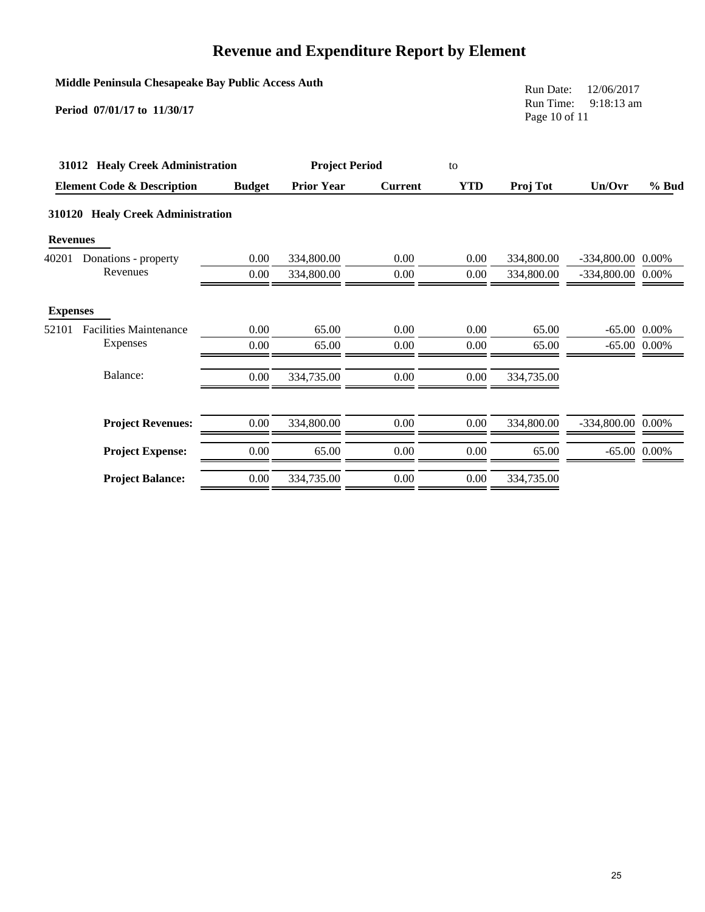# Revenue and Expenditure Report by Element

**Middle Peninsula Chesapeake Bay Public Access Auth**

**Period 07/01/17 to 11/30/17**

Run Date: 12/06/2017
Run Time: 9:18:13 am

| **31012 Healy Creek Administration** | | **Project Period** | | to | | | |
|---|---|---|---|---|---|---|---|
| **Element Code & Description** | **Budget** | **Prior Year** | **Current** | **YTD** | **Proj Tot** | **Un/Ovr** | **% Bud** |
| **310120 Healy Creek Administration** | | | | | | | |
| **Revenues** | | | | | | | |
| 40201 Donations - property | 0.00 | 334,800.00 | 0.00 | 0.00 | 334,800.00 | -334,800.00 | 0.00% |
| Revenues | 0.00 | 334,800.00 | 0.00 | 0.00 | 334,800.00 | -334,800.00 | 0.00% |
| **Expenses** | | | | | | | |
| 52101 Facilities Maintenance | 0.00 | 65.00 | 0.00 | 0.00 | 65.00 | -65.00 | 0.00% |
| Expenses | 0.00 | 65.00 | 0.00 | 0.00 | 65.00 | -65.00 | 0.00% |
| Balance: | 0.00 | 334,735.00 | 0.00 | 0.00 | 334,735.00 | | |
| **Project Revenues:** | 0.00 | 334,800.00 | 0.00 | 0.00 | 334,800.00 | -334,800.00 | 0.00% |
| **Project Expense:** | 0.00 | 65.00 | 0.00 | 0.00 | 65.00 | -65.00 | 0.00% |
| **Project Balance:** | 0.00 | 334,735.00 | 0.00 | 0.00 | 334,735.00 | | |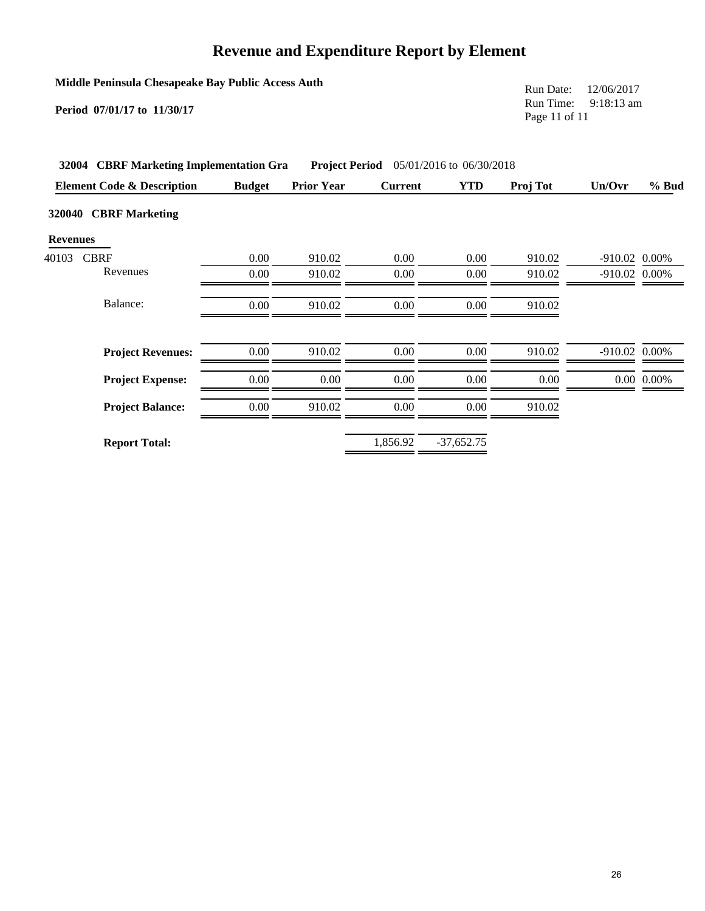# Revenue and Expenditure Report by Element

**Middle Peninsula Chesapeake Bay Public Access Auth**

**Period 07/01/17 to 11/30/17**

Run Date: 12/06/2017
Run Time: 9:18:13 am

**32004 CBRF Marketing Implementation Gra** **Project Period** 05/01/2016 to 06/30/2018

| Element Code & Description | Budget | Prior Year | Current | YTD | Proj Tot | Un/Ovr | % Bud |
|---|---|---|---|---|---|---|---|
| **320040 CBRF Marketing** | | | | | | | |
| **Revenues** | | | | | | | |
| 40103 CBRF | 0.00 | 910.02 | 0.00 | 0.00 | 910.02 | -910.02 | 0.00% |
| Revenues | 0.00 | 910.02 | 0.00 | 0.00 | 910.02 | -910.02 | 0.00% |
| Balance: | 0.00 | 910.02 | 0.00 | 0.00 | 910.02 | | |
| **Project Revenues:** | 0.00 | 910.02 | 0.00 | 0.00 | 910.02 | -910.02 | 0.00% |
| **Project Expense:** | 0.00 | 0.00 | 0.00 | 0.00 | 0.00 | 0.00 | 0.00% |
| **Project Balance:** | 0.00 | 910.02 | 0.00 | 0.00 | 910.02 | | |
| **Report Total:** | | | 1,856.92 | -37,652.75 | | | |